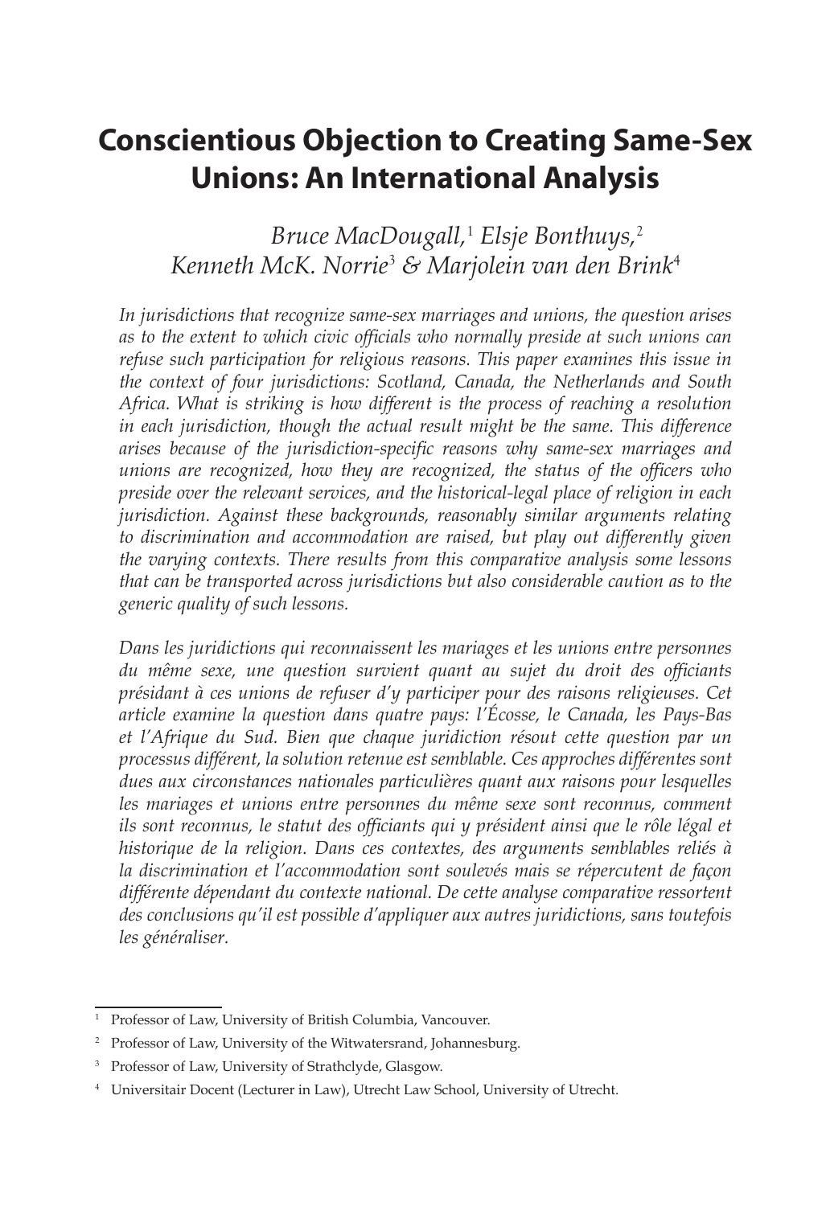# Conscientious Objection to Creating Same-Sex Unions: An International Analysis

*Bruce MacDougall,*[1] *Elsje Bonthuys,*[2]
*Kenneth McK. Norrie*[3] *& Marjolein van den Brink*[4]

*In jurisdictions that recognize same-sex marriages and unions, the question arises as to the extent to which civic officials who normally preside at such unions can refuse such participation for religious reasons. This paper examines this issue in the context of four jurisdictions: Scotland, Canada, the Netherlands and South Africa. What is striking is how different is the process of reaching a resolution in each jurisdiction, though the actual result might be the same. This difference arises because of the jurisdiction-specific reasons why same-sex marriages and unions are recognized, how they are recognized, the status of the officers who preside over the relevant services, and the historical-legal place of religion in each jurisdiction. Against these backgrounds, reasonably similar arguments relating to discrimination and accommodation are raised, but play out differently given the varying contexts. There results from this comparative analysis some lessons that can be transported across jurisdictions but also considerable caution as to the generic quality of such lessons.*

*Dans les juridictions qui reconnaissent les mariages et les unions entre personnes du même sexe, une question survient quant au sujet du droit des officiants présidant à ces unions de refuser d'y participer pour des raisons religieuses. Cet article examine la question dans quatre pays: l'Écosse, le Canada, les Pays-Bas et l'Afrique du Sud. Bien que chaque juridiction résout cette question par un processus différent, la solution retenue est semblable. Ces approches différentes sont dues aux circonstances nationales particulières quant aux raisons pour lesquelles les mariages et unions entre personnes du même sexe sont reconnus, comment ils sont reconnus, le statut des officiants qui y président ainsi que le rôle légal et historique de la religion. Dans ces contextes, des arguments semblables reliés à la discrimination et l'accommodation sont soulevés mais se répercutent de façon différente dépendant du contexte national. De cette analyse comparative ressortent des conclusions qu'il est possible d'appliquer aux autres juridictions, sans toutefois les généraliser.*

---

[1] Professor of Law, University of British Columbia, Vancouver.

[2] Professor of Law, University of the Witwatersrand, Johannesburg.

[3] Professor of Law, University of Strathclyde, Glasgow.

[4] Universitair Docent (Lecturer in Law), Utrecht Law School, University of Utrecht.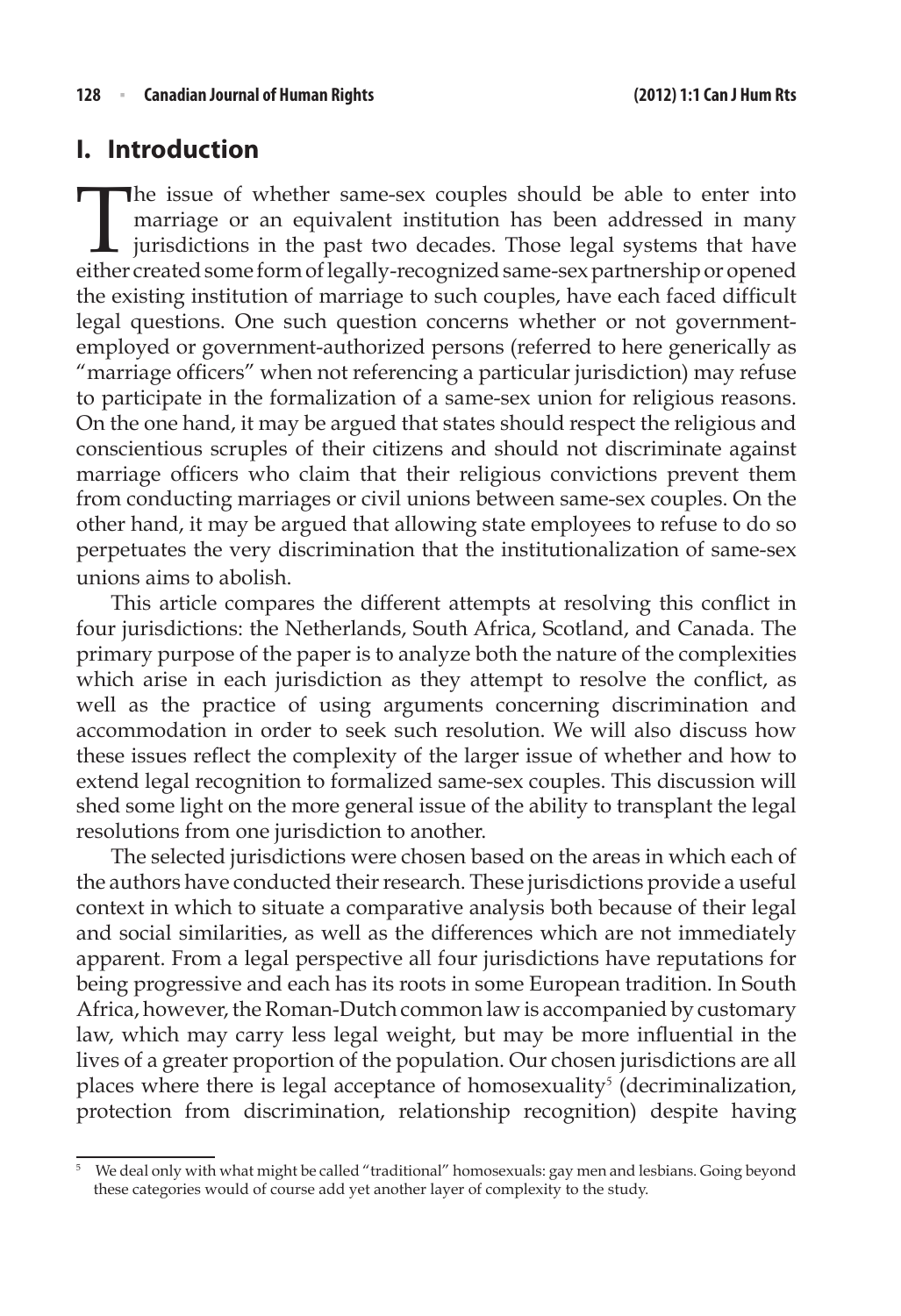## I. Introduction

The issue of whether same-sex couples should be able to enter into marriage or an equivalent institution has been addressed in many jurisdictions in the past two decades. Those legal systems that have either created some form of legally-recognized same-sex partnership or opened the existing institution of marriage to such couples, have each faced difficult legal questions. One such question concerns whether or not government-employed or government-authorized persons (referred to here generically as "marriage officers" when not referencing a particular jurisdiction) may refuse to participate in the formalization of a same-sex union for religious reasons. On the one hand, it may be argued that states should respect the religious and conscientious scruples of their citizens and should not discriminate against marriage officers who claim that their religious convictions prevent them from conducting marriages or civil unions between same-sex couples. On the other hand, it may be argued that allowing state employees to refuse to do so perpetuates the very discrimination that the institutionalization of same-sex unions aims to abolish.

This article compares the different attempts at resolving this conflict in four jurisdictions: the Netherlands, South Africa, Scotland, and Canada. The primary purpose of the paper is to analyze both the nature of the complexities which arise in each jurisdiction as they attempt to resolve the conflict, as well as the practice of using arguments concerning discrimination and accommodation in order to seek such resolution. We will also discuss how these issues reflect the complexity of the larger issue of whether and how to extend legal recognition to formalized same-sex couples. This discussion will shed some light on the more general issue of the ability to transplant the legal resolutions from one jurisdiction to another.

The selected jurisdictions were chosen based on the areas in which each of the authors have conducted their research. These jurisdictions provide a useful context in which to situate a comparative analysis both because of their legal and social similarities, as well as the differences which are not immediately apparent. From a legal perspective all four jurisdictions have reputations for being progressive and each has its roots in some European tradition. In South Africa, however, the Roman-Dutch common law is accompanied by customary law, which may carry less legal weight, but may be more influential in the lives of a greater proportion of the population. Our chosen jurisdictions are all places where there is legal acceptance of homosexuality[5] (decriminalization, protection from discrimination, relationship recognition) despite having

[5] We deal only with what might be called "traditional" homosexuals: gay men and lesbians. Going beyond these categories would of course add yet another layer of complexity to the study.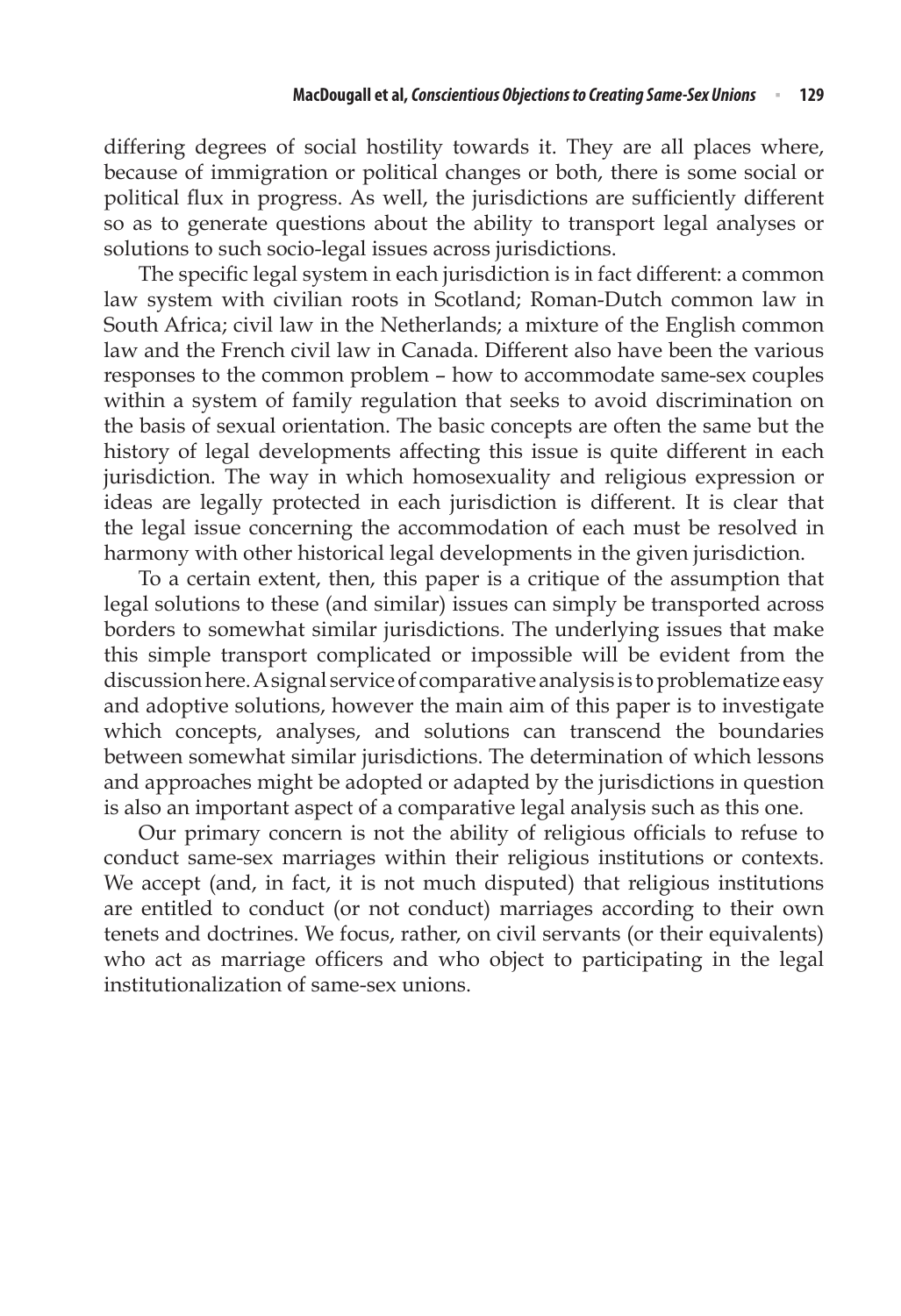differing degrees of social hostility towards it. They are all places where, because of immigration or political changes or both, there is some social or political flux in progress. As well, the jurisdictions are sufficiently different so as to generate questions about the ability to transport legal analyses or solutions to such socio-legal issues across jurisdictions.

The specific legal system in each jurisdiction is in fact different: a common law system with civilian roots in Scotland; Roman-Dutch common law in South Africa; civil law in the Netherlands; a mixture of the English common law and the French civil law in Canada. Different also have been the various responses to the common problem – how to accommodate same-sex couples within a system of family regulation that seeks to avoid discrimination on the basis of sexual orientation. The basic concepts are often the same but the history of legal developments affecting this issue is quite different in each jurisdiction. The way in which homosexuality and religious expression or ideas are legally protected in each jurisdiction is different. It is clear that the legal issue concerning the accommodation of each must be resolved in harmony with other historical legal developments in the given jurisdiction.

To a certain extent, then, this paper is a critique of the assumption that legal solutions to these (and similar) issues can simply be transported across borders to somewhat similar jurisdictions. The underlying issues that make this simple transport complicated or impossible will be evident from the discussion here. A signal service of comparative analysis is to problematize easy and adoptive solutions, however the main aim of this paper is to investigate which concepts, analyses, and solutions can transcend the boundaries between somewhat similar jurisdictions. The determination of which lessons and approaches might be adopted or adapted by the jurisdictions in question is also an important aspect of a comparative legal analysis such as this one.

Our primary concern is not the ability of religious officials to refuse to conduct same-sex marriages within their religious institutions or contexts. We accept (and, in fact, it is not much disputed) that religious institutions are entitled to conduct (or not conduct) marriages according to their own tenets and doctrines. We focus, rather, on civil servants (or their equivalents) who act as marriage officers and who object to participating in the legal institutionalization of same-sex unions.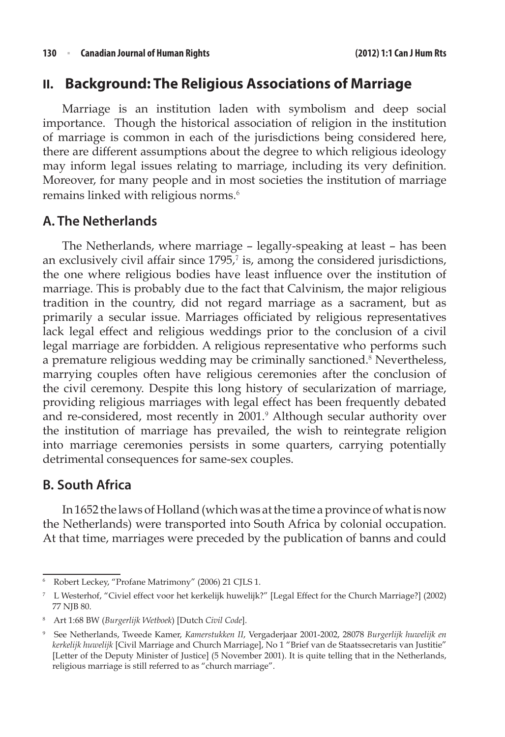## II. Background: The Religious Associations of Marriage

Marriage is an institution laden with symbolism and deep social importance. Though the historical association of religion in the institution of marriage is common in each of the jurisdictions being considered here, there are different assumptions about the degree to which religious ideology may inform legal issues relating to marriage, including its very definition. Moreover, for many people and in most societies the institution of marriage remains linked with religious norms.[6]

### A. The Netherlands

The Netherlands, where marriage – legally-speaking at least – has been an exclusively civil affair since 1795,[7] is, among the considered jurisdictions, the one where religious bodies have least influence over the institution of marriage. This is probably due to the fact that Calvinism, the major religious tradition in the country, did not regard marriage as a sacrament, but as primarily a secular issue. Marriages officiated by religious representatives lack legal effect and religious weddings prior to the conclusion of a civil legal marriage are forbidden. A religious representative who performs such a premature religious wedding may be criminally sanctioned.[8] Nevertheless, marrying couples often have religious ceremonies after the conclusion of the civil ceremony. Despite this long history of secularization of marriage, providing religious marriages with legal effect has been frequently debated and re-considered, most recently in 2001.[9] Although secular authority over the institution of marriage has prevailed, the wish to reintegrate religion into marriage ceremonies persists in some quarters, carrying potentially detrimental consequences for same-sex couples.

### B. South Africa

In 1652 the laws of Holland (which was at the time a province of what is now the Netherlands) were transported into South Africa by colonial occupation. At that time, marriages were preceded by the publication of banns and could

---

[6] Robert Leckey, "Profane Matrimony" (2006) 21 CJLS 1.

[7] L Westerhof, "Civiel effect voor het kerkelijk huwelijk?" [Legal Effect for the Church Marriage?] (2002) 77 NJB 80.

[8] Art 1:68 BW (*Burgerlijk Wetboek*) [Dutch *Civil Code*].

[9] See Netherlands, Tweede Kamer, *Kamerstukken II*, Vergaderjaar 2001-2002, 28078 *Burgerlijk huwelijk en kerkelijk huwelijk* [Civil Marriage and Church Marriage], No 1 "Brief van de Staatssecretaris van Justitie" [Letter of the Deputy Minister of Justice] (5 November 2001). It is quite telling that in the Netherlands, religious marriage is still referred to as "church marriage".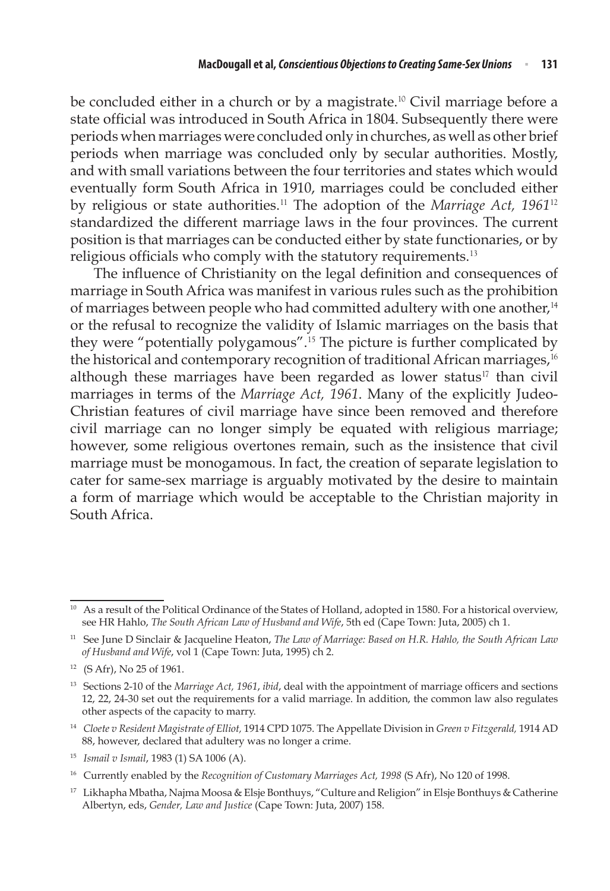be concluded either in a church or by a magistrate.[10] Civil marriage before a state official was introduced in South Africa in 1804. Subsequently there were periods when marriages were concluded only in churches, as well as other brief periods when marriage was concluded only by secular authorities. Mostly, and with small variations between the four territories and states which would eventually form South Africa in 1910, marriages could be concluded either by religious or state authorities.[11] The adoption of the *Marriage Act, 1961*[12] standardized the different marriage laws in the four provinces. The current position is that marriages can be conducted either by state functionaries, or by religious officials who comply with the statutory requirements.[13]

The influence of Christianity on the legal definition and consequences of marriage in South Africa was manifest in various rules such as the prohibition of marriages between people who had committed adultery with one another,[14] or the refusal to recognize the validity of Islamic marriages on the basis that they were "potentially polygamous".[15] The picture is further complicated by the historical and contemporary recognition of traditional African marriages,[16] although these marriages have been regarded as lower status[17] than civil marriages in terms of the *Marriage Act, 1961*. Many of the explicitly Judeo-Christian features of civil marriage have since been removed and therefore civil marriage can no longer simply be equated with religious marriage; however, some religious overtones remain, such as the insistence that civil marriage must be monogamous. In fact, the creation of separate legislation to cater for same-sex marriage is arguably motivated by the desire to maintain a form of marriage which would be acceptable to the Christian majority in South Africa.

---

[10] As a result of the Political Ordinance of the States of Holland, adopted in 1580. For a historical overview, see HR Hahlo, *The South African Law of Husband and Wife*, 5th ed (Cape Town: Juta, 2005) ch 1.

[11] See June D Sinclair & Jacqueline Heaton, *The Law of Marriage: Based on H.R. Hahlo, the South African Law of Husband and Wife*, vol 1 (Cape Town: Juta, 1995) ch 2.

[12] (S Afr), No 25 of 1961.

[13] Sections 2-10 of the *Marriage Act, 1961*, *ibid*, deal with the appointment of marriage officers and sections 12, 22, 24-30 set out the requirements for a valid marriage. In addition, the common law also regulates other aspects of the capacity to marry.

[14] *Cloete v Resident Magistrate of Elliot,* 1914 CPD 1075. The Appellate Division in *Green v Fitzgerald,* 1914 AD 88, however, declared that adultery was no longer a crime.

[15] *Ismail v Ismail*, 1983 (1) SA 1006 (A).

[16] Currently enabled by the *Recognition of Customary Marriages Act, 1998* (S Afr), No 120 of 1998.

[17] Likhapha Mbatha, Najma Moosa & Elsje Bonthuys, "Culture and Religion" in Elsje Bonthuys & Catherine Albertyn, eds, *Gender, Law and Justice* (Cape Town: Juta, 2007) 158.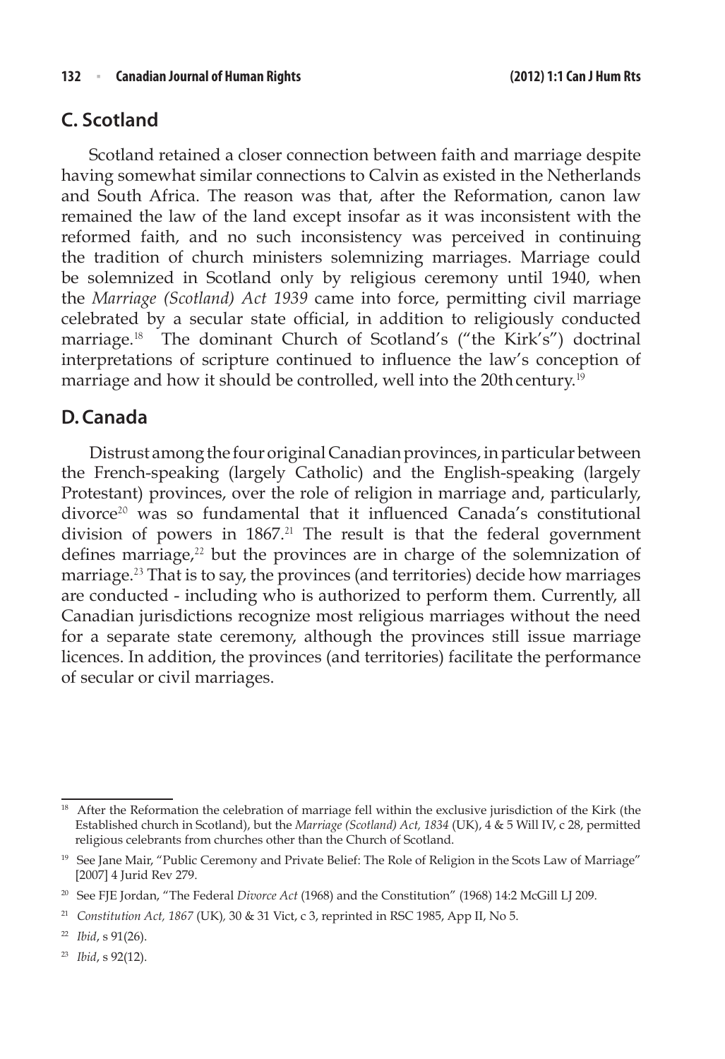## C. Scotland

Scotland retained a closer connection between faith and marriage despite having somewhat similar connections to Calvin as existed in the Netherlands and South Africa. The reason was that, after the Reformation, canon law remained the law of the land except insofar as it was inconsistent with the reformed faith, and no such inconsistency was perceived in continuing the tradition of church ministers solemnizing marriages. Marriage could be solemnized in Scotland only by religious ceremony until 1940, when the *Marriage (Scotland) Act 1939* came into force, permitting civil marriage celebrated by a secular state official, in addition to religiously conducted marriage.[18] The dominant Church of Scotland's ("the Kirk's") doctrinal interpretations of scripture continued to influence the law's conception of marriage and how it should be controlled, well into the 20th century.[19]

## D. Canada

Distrust among the four original Canadian provinces, in particular between the French-speaking (largely Catholic) and the English-speaking (largely Protestant) provinces, over the role of religion in marriage and, particularly, divorce[20] was so fundamental that it influenced Canada's constitutional division of powers in 1867.[21] The result is that the federal government defines marriage,[22] but the provinces are in charge of the solemnization of marriage.[23] That is to say, the provinces (and territories) decide how marriages are conducted - including who is authorized to perform them. Currently, all Canadian jurisdictions recognize most religious marriages without the need for a separate state ceremony, although the provinces still issue marriage licences. In addition, the provinces (and territories) facilitate the performance of secular or civil marriages.

---

[18] After the Reformation the celebration of marriage fell within the exclusive jurisdiction of the Kirk (the Established church in Scotland), but the *Marriage (Scotland) Act, 1834* (UK), 4 & 5 Will IV, c 28, permitted religious celebrants from churches other than the Church of Scotland.

[19] See Jane Mair, "Public Ceremony and Private Belief: The Role of Religion in the Scots Law of Marriage" [2007] 4 Jurid Rev 279.

[20] See FJE Jordan, "The Federal *Divorce Act* (1968) and the Constitution" (1968) 14:2 McGill LJ 209.

[21] *Constitution Act, 1867* (UK), 30 & 31 Vict, c 3, reprinted in RSC 1985, App II, No 5.

[22] *Ibid*, s 91(26).

[23] *Ibid*, s 92(12).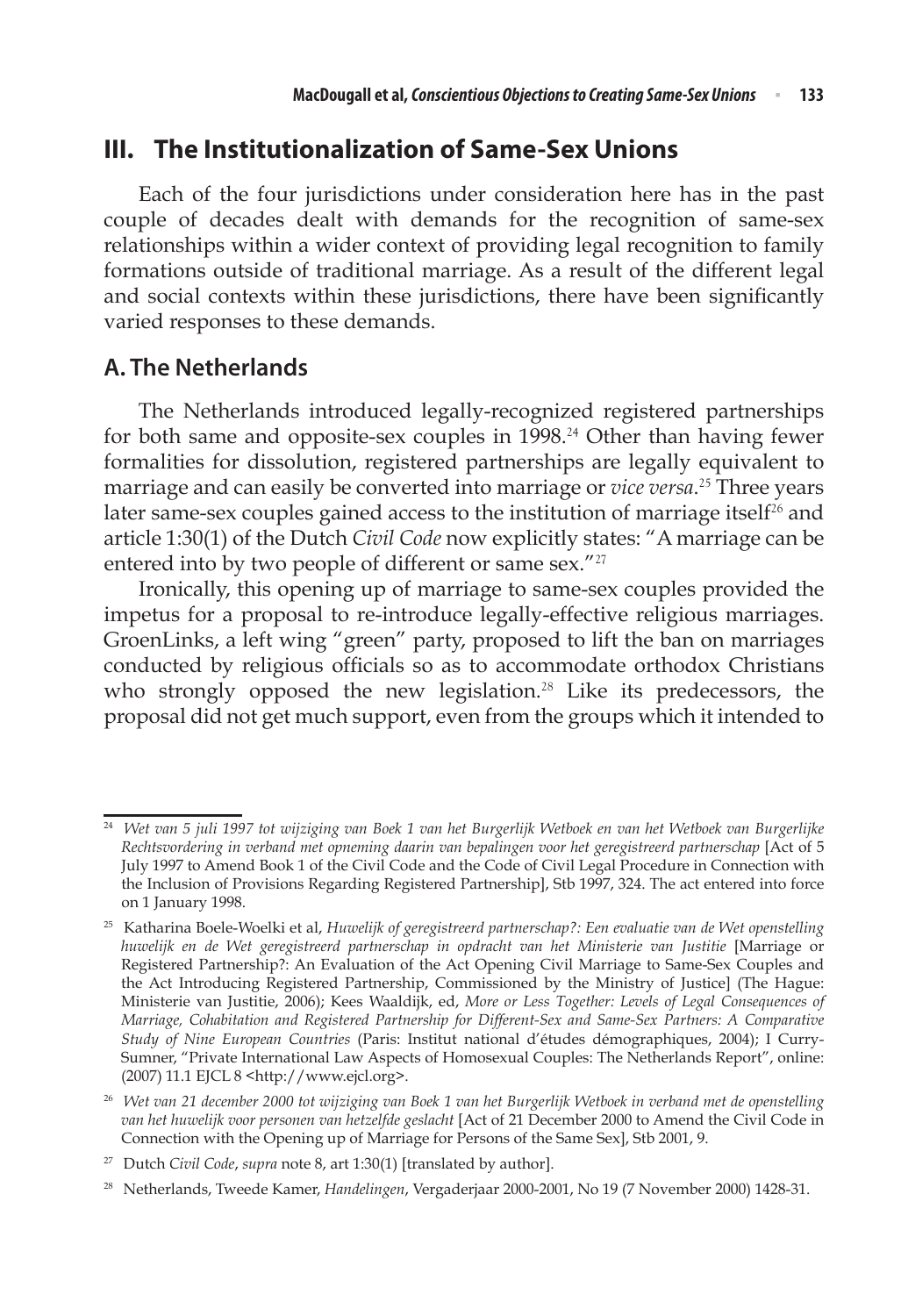## III. The Institutionalization of Same-Sex Unions

Each of the four jurisdictions under consideration here has in the past couple of decades dealt with demands for the recognition of same-sex relationships within a wider context of providing legal recognition to family formations outside of traditional marriage. As a result of the different legal and social contexts within these jurisdictions, there have been significantly varied responses to these demands.

### A. The Netherlands

The Netherlands introduced legally-recognized registered partnerships for both same and opposite-sex couples in 1998.[24] Other than having fewer formalities for dissolution, registered partnerships are legally equivalent to marriage and can easily be converted into marriage or *vice versa*.[25] Three years later same-sex couples gained access to the institution of marriage itself[26] and article 1:30(1) of the Dutch *Civil Code* now explicitly states: "A marriage can be entered into by two people of different or same sex."[27]

Ironically, this opening up of marriage to same-sex couples provided the impetus for a proposal to re-introduce legally-effective religious marriages. GroenLinks, a left wing "green" party, proposed to lift the ban on marriages conducted by religious officials so as to accommodate orthodox Christians who strongly opposed the new legislation.[28] Like its predecessors, the proposal did not get much support, even from the groups which it intended to

---

[24] *Wet van 5 juli 1997 tot wijziging van Boek 1 van het Burgerlijk Wetboek en van het Wetboek van Burgerlijke Rechtsvordering in verband met opneming daarin van bepalingen voor het geregistreerd partnerschap* [Act of 5 July 1997 to Amend Book 1 of the Civil Code and the Code of Civil Legal Procedure in Connection with the Inclusion of Provisions Regarding Registered Partnership], Stb 1997, 324. The act entered into force on 1 January 1998.

[25] Katharina Boele-Woelki et al, *Huwelijk of geregistreerd partnerschap?: Een evaluatie van de Wet openstelling huwelijk en de Wet geregistreerd partnerschap in opdracht van het Ministerie van Justitie* [Marriage or Registered Partnership?: An Evaluation of the Act Opening Civil Marriage to Same-Sex Couples and the Act Introducing Registered Partnership, Commissioned by the Ministry of Justice] (The Hague: Ministerie van Justitie, 2006); Kees Waaldijk, ed, *More or Less Together: Levels of Legal Consequences of Marriage, Cohabitation and Registered Partnership for Different-Sex and Same-Sex Partners: A Comparative Study of Nine European Countries* (Paris: Institut national d'études démographiques, 2004); I Curry-Sumner, "Private International Law Aspects of Homosexual Couples: The Netherlands Report", online: (2007) 11.1 EJCL 8 <http://www.ejcl.org>.

[26] *Wet van 21 december 2000 tot wijziging van Boek 1 van het Burgerlijk Wetboek in verband met de openstelling van het huwelijk voor personen van hetzelfde geslacht* [Act of 21 December 2000 to Amend the Civil Code in Connection with the Opening up of Marriage for Persons of the Same Sex], Stb 2001, 9.

[27] Dutch *Civil Code*, *supra* note 8, art 1:30(1) [translated by author].

[28] Netherlands, Tweede Kamer, *Handelingen*, Vergaderjaar 2000-2001, No 19 (7 November 2000) 1428-31.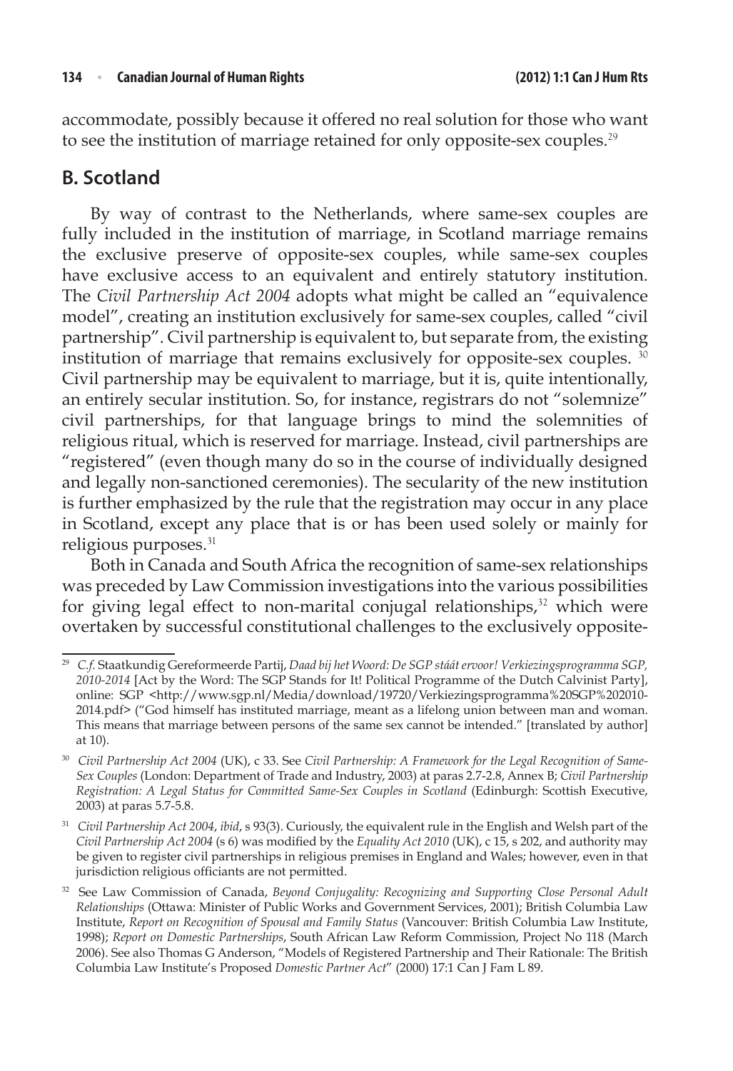accommodate, possibly because it offered no real solution for those who want to see the institution of marriage retained for only opposite-sex couples.[29]

## B. Scotland

By way of contrast to the Netherlands, where same-sex couples are fully included in the institution of marriage, in Scotland marriage remains the exclusive preserve of opposite-sex couples, while same-sex couples have exclusive access to an equivalent and entirely statutory institution. The *Civil Partnership Act 2004* adopts what might be called an "equivalence model", creating an institution exclusively for same-sex couples, called "civil partnership". Civil partnership is equivalent to, but separate from, the existing institution of marriage that remains exclusively for opposite-sex couples. [30] Civil partnership may be equivalent to marriage, but it is, quite intentionally, an entirely secular institution. So, for instance, registrars do not "solemnize" civil partnerships, for that language brings to mind the solemnities of religious ritual, which is reserved for marriage. Instead, civil partnerships are "registered" (even though many do so in the course of individually designed and legally non-sanctioned ceremonies). The secularity of the new institution is further emphasized by the rule that the registration may occur in any place in Scotland, except any place that is or has been used solely or mainly for religious purposes.[31]

Both in Canada and South Africa the recognition of same-sex relationships was preceded by Law Commission investigations into the various possibilities for giving legal effect to non-marital conjugal relationships,[32] which were overtaken by successful constitutional challenges to the exclusively opposite-

---

[29] *C.f.* Staatkundig Gereformeerde Partij, *Daad bij het Woord: De SGP stáát ervoor! Verkiezingsprogramma SGP, 2010-2014* [Act by the Word: The SGP Stands for It! Political Programme of the Dutch Calvinist Party], online: SGP <http://www.sgp.nl/Media/download/19720/Verkiezingsprogramma%20SGP%202010-2014.pdf> ("God himself has instituted marriage, meant as a lifelong union between man and woman. This means that marriage between persons of the same sex cannot be intended." [translated by author] at 10).

[30] *Civil Partnership Act 2004* (UK), c 33. See *Civil Partnership: A Framework for the Legal Recognition of Same-Sex Couples* (London: Department of Trade and Industry, 2003) at paras 2.7-2.8, Annex B; *Civil Partnership Registration: A Legal Status for Committed Same-Sex Couples in Scotland* (Edinburgh: Scottish Executive, 2003) at paras 5.7-5.8.

[31] *Civil Partnership Act 2004*, *ibid*, s 93(3). Curiously, the equivalent rule in the English and Welsh part of the *Civil Partnership Act 2004* (s 6) was modified by the *Equality Act 2010* (UK), c 15, s 202, and authority may be given to register civil partnerships in religious premises in England and Wales; however, even in that jurisdiction religious officiants are not permitted.

[32] See Law Commission of Canada, *Beyond Conjugality: Recognizing and Supporting Close Personal Adult Relationships* (Ottawa: Minister of Public Works and Government Services, 2001); British Columbia Law Institute, *Report on Recognition of Spousal and Family Status* (Vancouver: British Columbia Law Institute, 1998); *Report on Domestic Partnerships*, South African Law Reform Commission, Project No 118 (March 2006). See also Thomas G Anderson, "Models of Registered Partnership and Their Rationale: The British Columbia Law Institute's Proposed *Domestic Partner Act*" (2000) 17:1 Can J Fam L 89.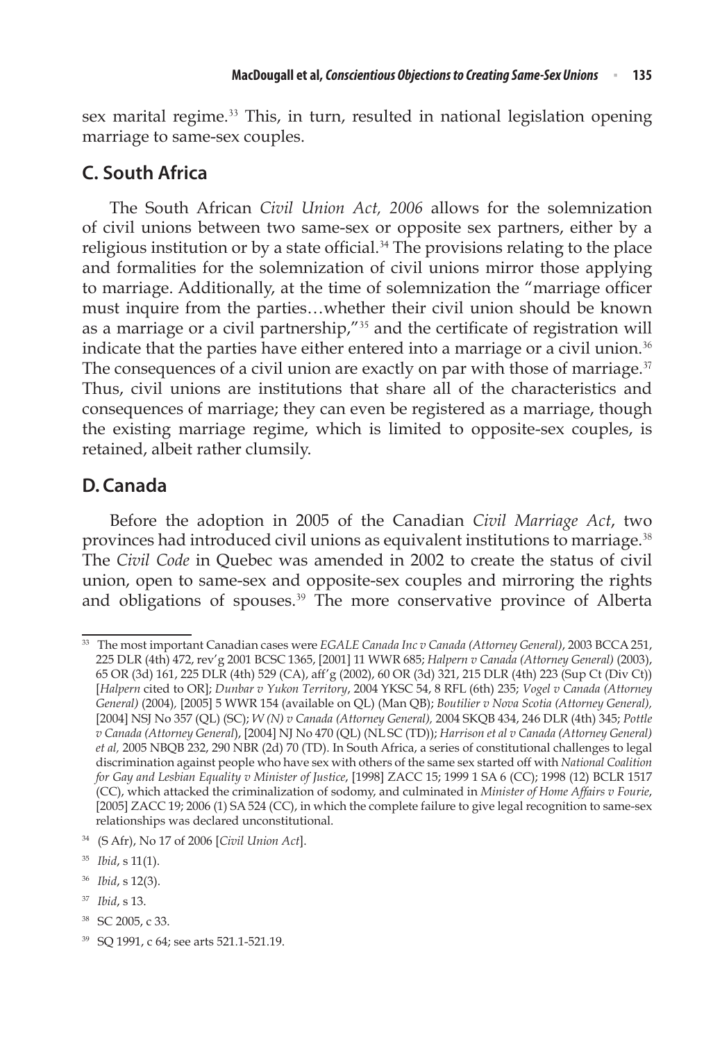sex marital regime.[33] This, in turn, resulted in national legislation opening marriage to same-sex couples.

## C. South Africa

The South African *Civil Union Act, 2006* allows for the solemnization of civil unions between two same-sex or opposite sex partners, either by a religious institution or by a state official.[34] The provisions relating to the place and formalities for the solemnization of civil unions mirror those applying to marriage. Additionally, at the time of solemnization the "marriage officer must inquire from the parties…whether their civil union should be known as a marriage or a civil partnership,"[35] and the certificate of registration will indicate that the parties have either entered into a marriage or a civil union.[36] The consequences of a civil union are exactly on par with those of marriage.[37] Thus, civil unions are institutions that share all of the characteristics and consequences of marriage; they can even be registered as a marriage, though the existing marriage regime, which is limited to opposite-sex couples, is retained, albeit rather clumsily.

## D. Canada

Before the adoption in 2005 of the Canadian *Civil Marriage Act*, two provinces had introduced civil unions as equivalent institutions to marriage.[38] The *Civil Code* in Quebec was amended in 2002 to create the status of civil union, open to same-sex and opposite-sex couples and mirroring the rights and obligations of spouses.[39] The more conservative province of Alberta

---

[33] The most important Canadian cases were *EGALE Canada Inc v Canada (Attorney General)*, 2003 BCCA 251, 225 DLR (4th) 472, rev'g 2001 BCSC 1365, [2001] 11 WWR 685; *Halpern v Canada (Attorney General)* (2003), 65 OR (3d) 161, 225 DLR (4th) 529 (CA), aff'g (2002), 60 OR (3d) 321, 215 DLR (4th) 223 (Sup Ct (Div Ct)) [*Halpern* cited to OR]; *Dunbar v Yukon Territory*, 2004 YKSC 54, 8 RFL (6th) 235; *Vogel v Canada (Attorney General)* (2004), [2005] 5 WWR 154 (available on QL) (Man QB); *Boutilier v Nova Scotia (Attorney General)*, [2004] NSJ No 357 (QL) (SC); *W (N) v Canada (Attorney General)*, 2004 SKQB 434, 246 DLR (4th) 345; *Pottle v Canada (Attorney General*), [2004] NJ No 470 (QL) (NL SC (TD)); *Harrison et al v Canada (Attorney General) et al*, 2005 NBQB 232, 290 NBR (2d) 70 (TD). In South Africa, a series of constitutional challenges to legal discrimination against people who have sex with others of the same sex started off with *National Coalition for Gay and Lesbian Equality v Minister of Justice*, [1998] ZACC 15; 1999 1 SA 6 (CC); 1998 (12) BCLR 1517 (CC), which attacked the criminalization of sodomy, and culminated in *Minister of Home Affairs v Fourie*, [2005] ZACC 19; 2006 (1) SA 524 (CC), in which the complete failure to give legal recognition to same-sex relationships was declared unconstitutional.

[34] (S Afr), No 17 of 2006 [*Civil Union Act*].

[35] *Ibid*, s 11(1).

[36] *Ibid*, s 12(3).

[37] *Ibid*, s 13.

[38] SC 2005, c 33.

[39] SQ 1991, c 64; see arts 521.1-521.19.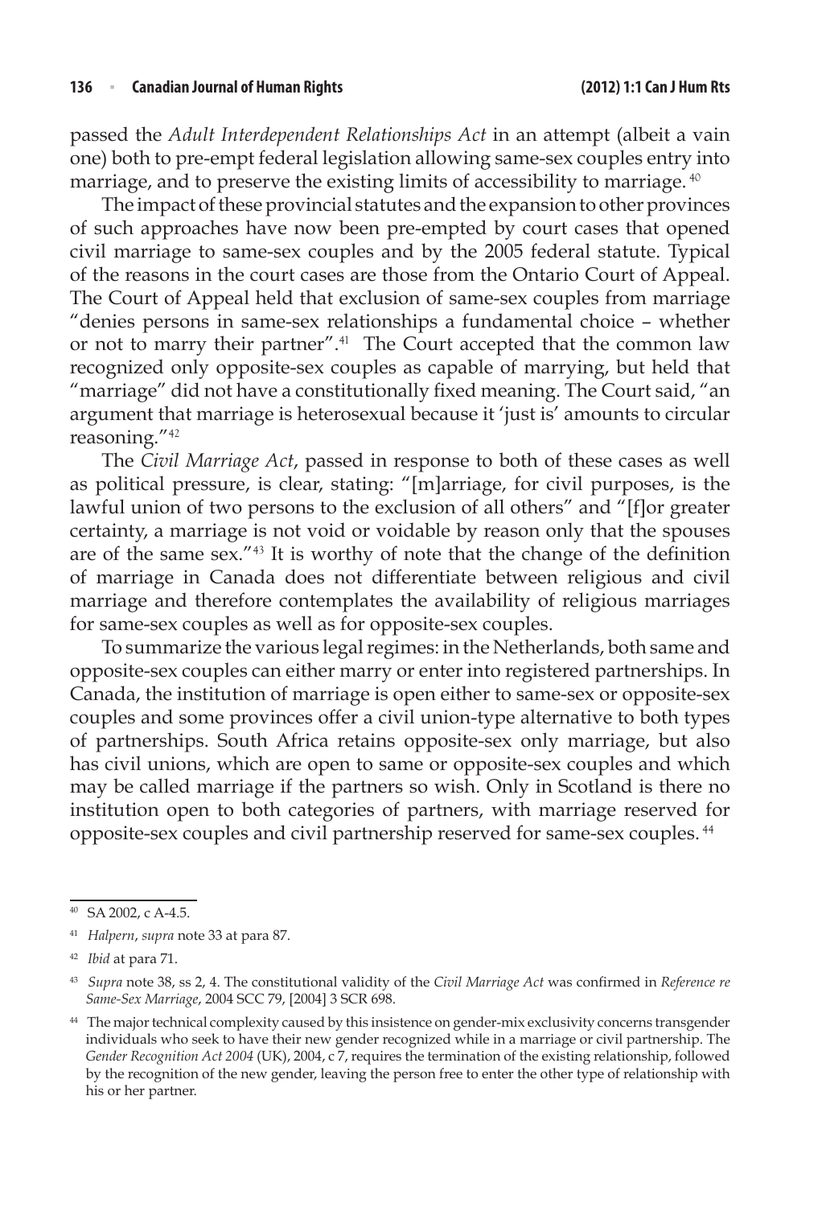passed the *Adult Interdependent Relationships Act* in an attempt (albeit a vain one) both to pre-empt federal legislation allowing same-sex couples entry into marriage, and to preserve the existing limits of accessibility to marriage. [40]

The impact of these provincial statutes and the expansion to other provinces of such approaches have now been pre-empted by court cases that opened civil marriage to same-sex couples and by the 2005 federal statute. Typical of the reasons in the court cases are those from the Ontario Court of Appeal. The Court of Appeal held that exclusion of same-sex couples from marriage "denies persons in same-sex relationships a fundamental choice – whether or not to marry their partner".[41] The Court accepted that the common law recognized only opposite-sex couples as capable of marrying, but held that "marriage" did not have a constitutionally fixed meaning. The Court said, "an argument that marriage is heterosexual because it 'just is' amounts to circular reasoning."[42]

The *Civil Marriage Act*, passed in response to both of these cases as well as political pressure, is clear, stating: "[m]arriage, for civil purposes, is the lawful union of two persons to the exclusion of all others" and "[f]or greater certainty, a marriage is not void or voidable by reason only that the spouses are of the same sex."[43] It is worthy of note that the change of the definition of marriage in Canada does not differentiate between religious and civil marriage and therefore contemplates the availability of religious marriages for same-sex couples as well as for opposite-sex couples.

To summarize the various legal regimes: in the Netherlands, both same and opposite-sex couples can either marry or enter into registered partnerships. In Canada, the institution of marriage is open either to same-sex or opposite-sex couples and some provinces offer a civil union-type alternative to both types of partnerships. South Africa retains opposite-sex only marriage, but also has civil unions, which are open to same or opposite-sex couples and which may be called marriage if the partners so wish. Only in Scotland is there no institution open to both categories of partners, with marriage reserved for opposite-sex couples and civil partnership reserved for same-sex couples. [44]

---

[40] SA 2002, c A-4.5.

[41] *Halpern*, *supra* note 33 at para 87.

[42] *Ibid* at para 71.

[43] *Supra* note 38, ss 2, 4. The constitutional validity of the *Civil Marriage Act* was confirmed in *Reference re Same-Sex Marriage*, 2004 SCC 79, [2004] 3 SCR 698.

[44] The major technical complexity caused by this insistence on gender-mix exclusivity concerns transgender individuals who seek to have their new gender recognized while in a marriage or civil partnership. The *Gender Recognition Act 2004* (UK), 2004, c 7, requires the termination of the existing relationship, followed by the recognition of the new gender, leaving the person free to enter the other type of relationship with his or her partner.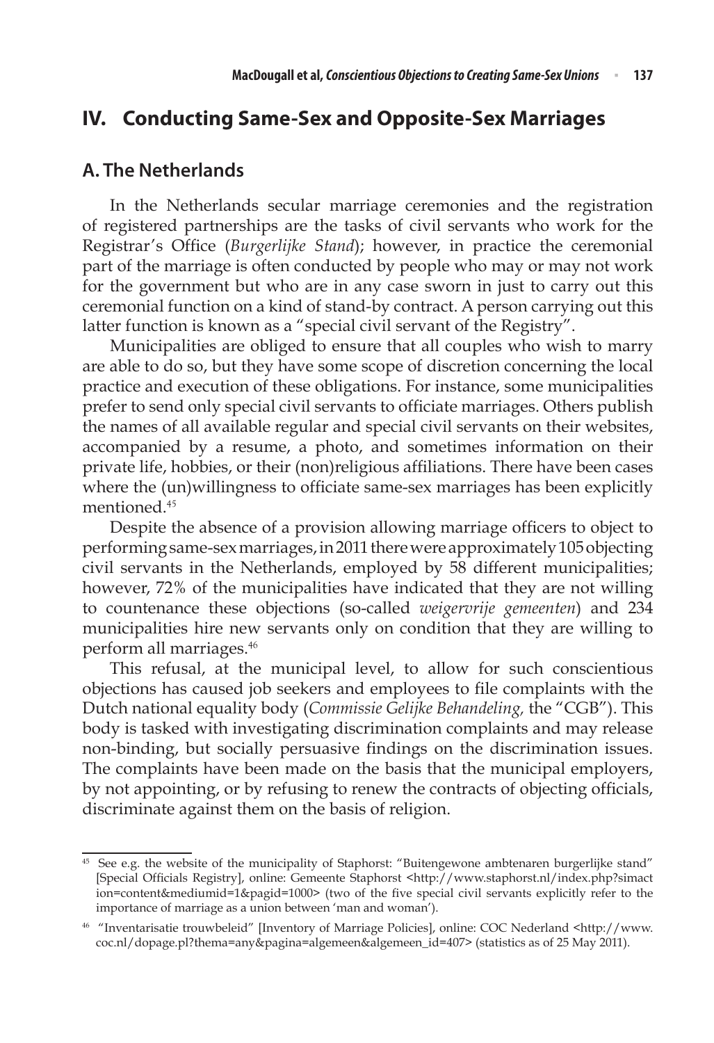## IV. Conducting Same-Sex and Opposite-Sex Marriages

### A. The Netherlands

In the Netherlands secular marriage ceremonies and the registration of registered partnerships are the tasks of civil servants who work for the Registrar's Office (*Burgerlijke Stand*); however, in practice the ceremonial part of the marriage is often conducted by people who may or may not work for the government but who are in any case sworn in just to carry out this ceremonial function on a kind of stand-by contract. A person carrying out this latter function is known as a "special civil servant of the Registry".

Municipalities are obliged to ensure that all couples who wish to marry are able to do so, but they have some scope of discretion concerning the local practice and execution of these obligations. For instance, some municipalities prefer to send only special civil servants to officiate marriages. Others publish the names of all available regular and special civil servants on their websites, accompanied by a resume, a photo, and sometimes information on their private life, hobbies, or their (non)religious affiliations. There have been cases where the (un)willingness to officiate same-sex marriages has been explicitly mentioned.[45]

Despite the absence of a provision allowing marriage officers to object to performing same-sex marriages, in 2011 there were approximately 105 objecting civil servants in the Netherlands, employed by 58 different municipalities; however, 72% of the municipalities have indicated that they are not willing to countenance these objections (so-called *weigervrije gemeenten*) and 234 municipalities hire new servants only on condition that they are willing to perform all marriages.[46]

This refusal, at the municipal level, to allow for such conscientious objections has caused job seekers and employees to file complaints with the Dutch national equality body (*Commissie Gelijke Behandeling,* the "CGB"). This body is tasked with investigating discrimination complaints and may release non-binding, but socially persuasive findings on the discrimination issues. The complaints have been made on the basis that the municipal employers, by not appointing, or by refusing to renew the contracts of objecting officials, discriminate against them on the basis of religion.

---

[45] See e.g. the website of the municipality of Staphorst: "Buitengewone ambtenaren burgerlijke stand" [Special Officials Registry], online: Gemeente Staphorst <http://www.staphorst.nl/index.php?simaction=content&mediumid=1&pagid=1000> (two of the five special civil servants explicitly refer to the importance of marriage as a union between 'man and woman').

[46] "Inventarisatie trouwbeleid" [Inventory of Marriage Policies], online: COC Nederland <http://www.coc.nl/dopage.pl?thema=any&pagina=algemeen&algemeen_id=407> (statistics as of 25 May 2011).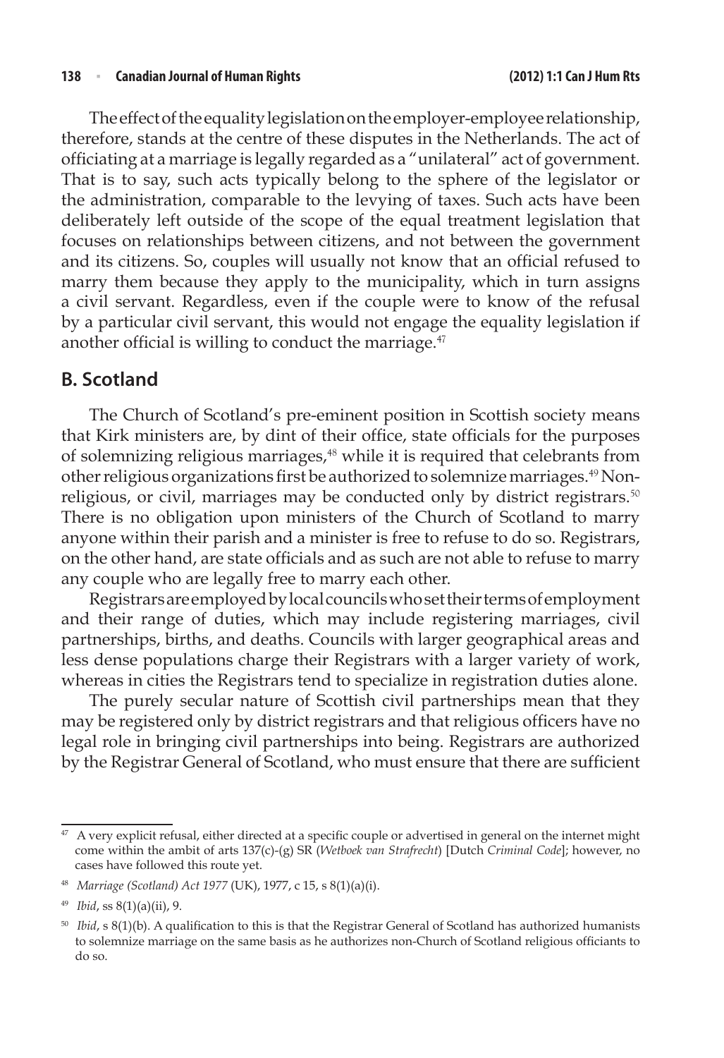The effect of the equality legislation on the employer-employee relationship, therefore, stands at the centre of these disputes in the Netherlands. The act of officiating at a marriage is legally regarded as a "unilateral" act of government. That is to say, such acts typically belong to the sphere of the legislator or the administration, comparable to the levying of taxes. Such acts have been deliberately left outside of the scope of the equal treatment legislation that focuses on relationships between citizens, and not between the government and its citizens. So, couples will usually not know that an official refused to marry them because they apply to the municipality, which in turn assigns a civil servant. Regardless, even if the couple were to know of the refusal by a particular civil servant, this would not engage the equality legislation if another official is willing to conduct the marriage.[47]

## B. Scotland

The Church of Scotland's pre-eminent position in Scottish society means that Kirk ministers are, by dint of their office, state officials for the purposes of solemnizing religious marriages,[48] while it is required that celebrants from other religious organizations first be authorized to solemnize marriages.[49] Non-religious, or civil, marriages may be conducted only by district registrars.[50] There is no obligation upon ministers of the Church of Scotland to marry anyone within their parish and a minister is free to refuse to do so. Registrars, on the other hand, are state officials and as such are not able to refuse to marry any couple who are legally free to marry each other.

Registrars are employed by local councils who set their terms of employment and their range of duties, which may include registering marriages, civil partnerships, births, and deaths. Councils with larger geographical areas and less dense populations charge their Registrars with a larger variety of work, whereas in cities the Registrars tend to specialize in registration duties alone.

The purely secular nature of Scottish civil partnerships mean that they may be registered only by district registrars and that religious officers have no legal role in bringing civil partnerships into being. Registrars are authorized by the Registrar General of Scotland, who must ensure that there are sufficient

---

[47] A very explicit refusal, either directed at a specific couple or advertised in general on the internet might come within the ambit of arts 137(c)-(g) SR (*Wetboek van Strafrecht*) [Dutch *Criminal Code*]; however, no cases have followed this route yet.

[48] *Marriage (Scotland) Act 1977* (UK), 1977, c 15, s 8(1)(a)(i).

[49] *Ibid*, ss 8(1)(a)(ii), 9.

[50] *Ibid*, s 8(1)(b). A qualification to this is that the Registrar General of Scotland has authorized humanists to solemnize marriage on the same basis as he authorizes non-Church of Scotland religious officiants to do so.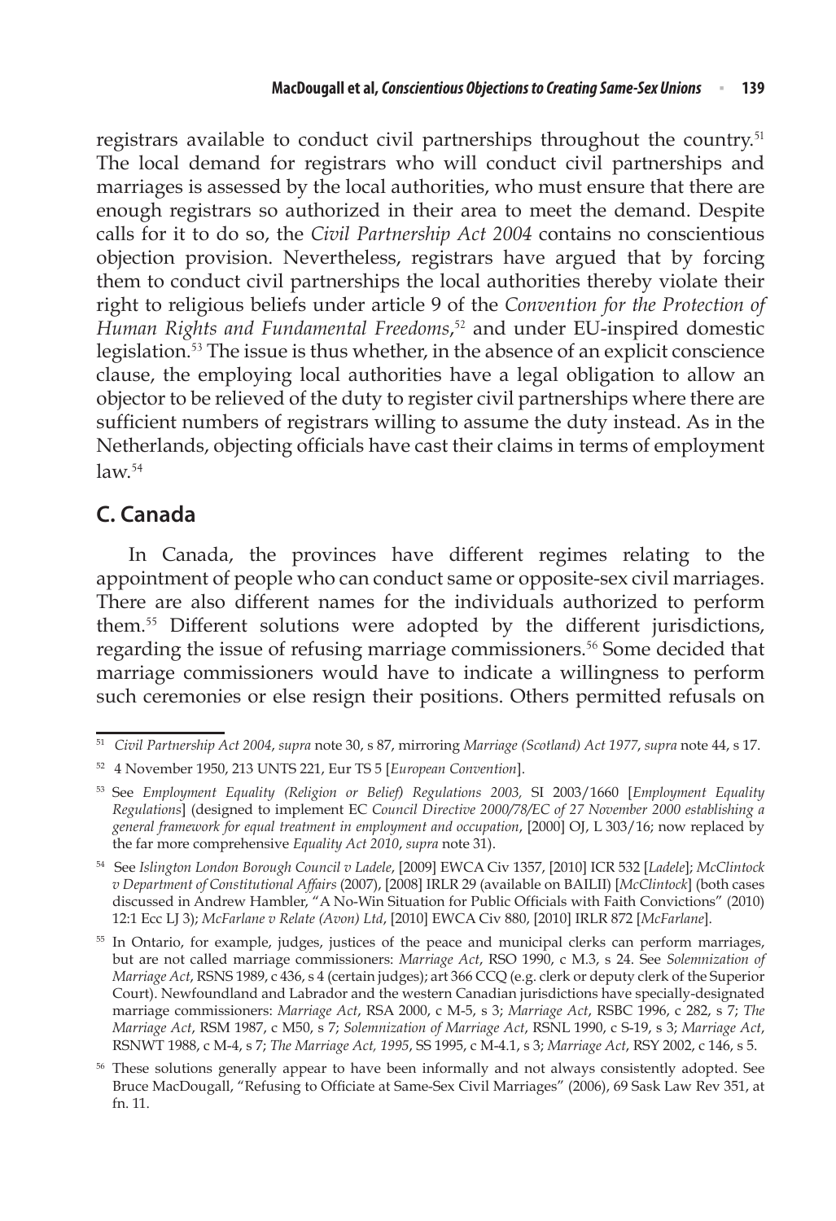registrars available to conduct civil partnerships throughout the country.[51] The local demand for registrars who will conduct civil partnerships and marriages is assessed by the local authorities, who must ensure that there are enough registrars so authorized in their area to meet the demand. Despite calls for it to do so, the *Civil Partnership Act 2004* contains no conscientious objection provision. Nevertheless, registrars have argued that by forcing them to conduct civil partnerships the local authorities thereby violate their right to religious beliefs under article 9 of the *Convention for the Protection of Human Rights and Fundamental Freedoms*,[52] and under EU-inspired domestic legislation.[53] The issue is thus whether, in the absence of an explicit conscience clause, the employing local authorities have a legal obligation to allow an objector to be relieved of the duty to register civil partnerships where there are sufficient numbers of registrars willing to assume the duty instead. As in the Netherlands, objecting officials have cast their claims in terms of employment law.[54]

## C. Canada

In Canada, the provinces have different regimes relating to the appointment of people who can conduct same or opposite-sex civil marriages. There are also different names for the individuals authorized to perform them.[55] Different solutions were adopted by the different jurisdictions, regarding the issue of refusing marriage commissioners.[56] Some decided that marriage commissioners would have to indicate a willingness to perform such ceremonies or else resign their positions. Others permitted refusals on

---

[51] *Civil Partnership Act 2004*, *supra* note 30, s 87, mirroring *Marriage (Scotland) Act 1977*, *supra* note 44, s 17.

[52] 4 November 1950, 213 UNTS 221, Eur TS 5 [*European Convention*].

[53] See *Employment Equality (Religion or Belief) Regulations 2003,* SI 2003/1660 [*Employment Equality Regulations*] (designed to implement EC *Council Directive 2000/78/EC of 27 November 2000 establishing a general framework for equal treatment in employment and occupation*, [2000] OJ, L 303/16; now replaced by the far more comprehensive *Equality Act 2010*, *supra* note 31).

[54] See *Islington London Borough Council v Ladele*, [2009] EWCA Civ 1357, [2010] ICR 532 [*Ladele*]; *McClintock v Department of Constitutional Affairs* (2007), [2008] IRLR 29 (available on BAILII) [*McClintock*] (both cases discussed in Andrew Hambler, "A No-Win Situation for Public Officials with Faith Convictions" (2010) 12:1 Ecc LJ 3); *McFarlane v Relate (Avon) Ltd*, [2010] EWCA Civ 880, [2010] IRLR 872 [*McFarlane*].

[55] In Ontario, for example, judges, justices of the peace and municipal clerks can perform marriages, but are not called marriage commissioners: *Marriage Act*, RSO 1990, c M.3, s 24. See *Solemnization of Marriage Act*, RSNS 1989, c 436, s 4 (certain judges); art 366 CCQ (e.g. clerk or deputy clerk of the Superior Court). Newfoundland and Labrador and the western Canadian jurisdictions have specially-designated marriage commissioners: *Marriage Act*, RSA 2000, c M-5, s 3; *Marriage Act*, RSBC 1996, c 282, s 7; *The Marriage Act*, RSM 1987, c M50, s 7; *Solemnization of Marriage Act*, RSNL 1990, c S-19, s 3; *Marriage Act*, RSNWT 1988, c M-4, s 7; *The Marriage Act, 1995*, SS 1995, c M-4.1, s 3; *Marriage Act*, RSY 2002, c 146, s 5.

[56] These solutions generally appear to have been informally and not always consistently adopted. See Bruce MacDougall, "Refusing to Officiate at Same-Sex Civil Marriages" (2006), 69 Sask Law Rev 351, at fn. 11.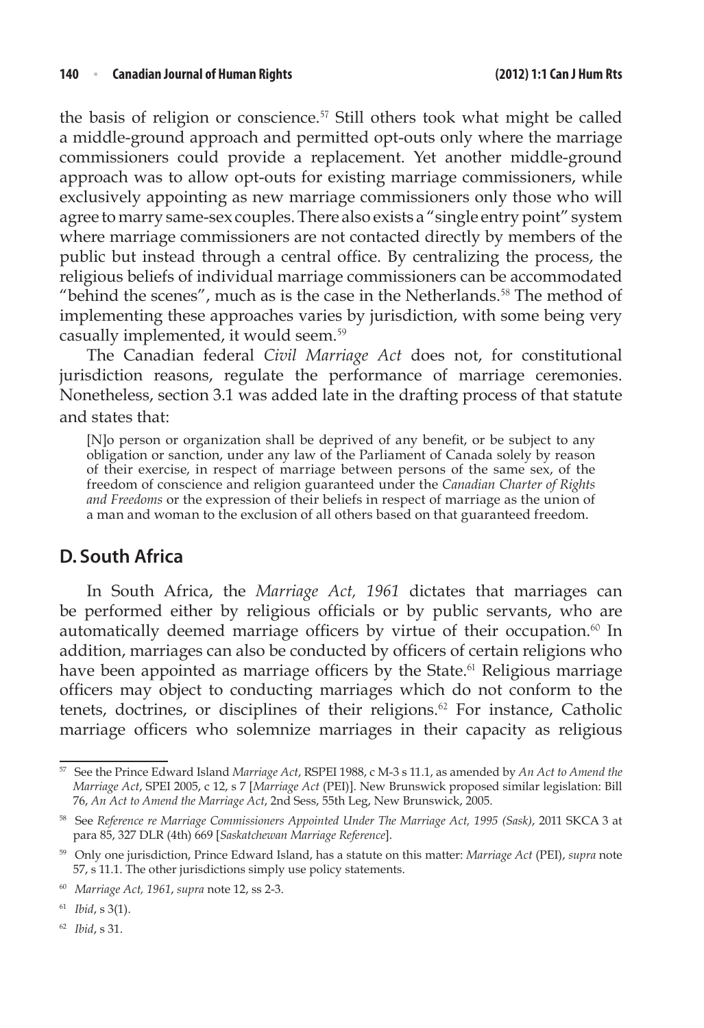the basis of religion or conscience.[57] Still others took what might be called a middle-ground approach and permitted opt-outs only where the marriage commissioners could provide a replacement. Yet another middle-ground approach was to allow opt-outs for existing marriage commissioners, while exclusively appointing as new marriage commissioners only those who will agree to marry same-sex couples. There also exists a "single entry point" system where marriage commissioners are not contacted directly by members of the public but instead through a central office. By centralizing the process, the religious beliefs of individual marriage commissioners can be accommodated "behind the scenes", much as is the case in the Netherlands.[58] The method of implementing these approaches varies by jurisdiction, with some being very casually implemented, it would seem.[59]

The Canadian federal *Civil Marriage Act* does not, for constitutional jurisdiction reasons, regulate the performance of marriage ceremonies. Nonetheless, section 3.1 was added late in the drafting process of that statute and states that:

> [N]o person or organization shall be deprived of any benefit, or be subject to any obligation or sanction, under any law of the Parliament of Canada solely by reason of their exercise, in respect of marriage between persons of the same sex, of the freedom of conscience and religion guaranteed under the *Canadian Charter of Rights and Freedoms* or the expression of their beliefs in respect of marriage as the union of a man and woman to the exclusion of all others based on that guaranteed freedom.

## D. South Africa

In South Africa, the *Marriage Act, 1961* dictates that marriages can be performed either by religious officials or by public servants, who are automatically deemed marriage officers by virtue of their occupation.[60] In addition, marriages can also be conducted by officers of certain religions who have been appointed as marriage officers by the State.[61] Religious marriage officers may object to conducting marriages which do not conform to the tenets, doctrines, or disciplines of their religions.[62] For instance, Catholic marriage officers who solemnize marriages in their capacity as religious

---

[57] See the Prince Edward Island *Marriage Act*, RSPEI 1988, c M-3 s 11.1, as amended by *An Act to Amend the Marriage Act*, SPEI 2005, c 12, s 7 [*Marriage Act* (PEI)]. New Brunswick proposed similar legislation: Bill 76, *An Act to Amend the Marriage Act*, 2nd Sess, 55th Leg, New Brunswick, 2005.

[58] See *Reference re Marriage Commissioners Appointed Under The Marriage Act, 1995 (Sask)*, 2011 SKCA 3 at para 85, 327 DLR (4th) 669 [*Saskatchewan Marriage Reference*].

[59] Only one jurisdiction, Prince Edward Island, has a statute on this matter: *Marriage Act* (PEI), *supra* note 57, s 11.1. The other jurisdictions simply use policy statements.

[60] *Marriage Act, 1961*, *supra* note 12, ss 2-3.

[61] *Ibid*, s 3(1).

[62] *Ibid*, s 31.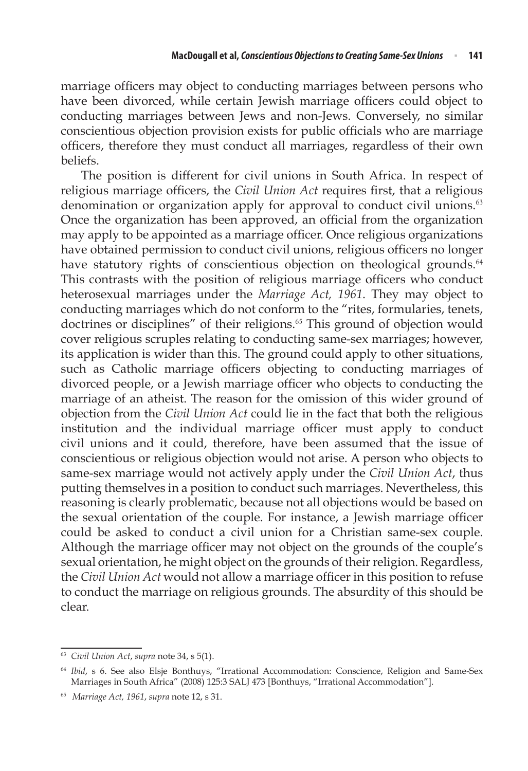marriage officers may object to conducting marriages between persons who have been divorced, while certain Jewish marriage officers could object to conducting marriages between Jews and non-Jews. Conversely, no similar conscientious objection provision exists for public officials who are marriage officers, therefore they must conduct all marriages, regardless of their own beliefs.

The position is different for civil unions in South Africa. In respect of religious marriage officers, the *Civil Union Act* requires first, that a religious denomination or organization apply for approval to conduct civil unions.[63] Once the organization has been approved, an official from the organization may apply to be appointed as a marriage officer. Once religious organizations have obtained permission to conduct civil unions, religious officers no longer have statutory rights of conscientious objection on theological grounds.[64] This contrasts with the position of religious marriage officers who conduct heterosexual marriages under the *Marriage Act, 1961*. They may object to conducting marriages which do not conform to the "rites, formularies, tenets, doctrines or disciplines" of their religions.[65] This ground of objection would cover religious scruples relating to conducting same-sex marriages; however, its application is wider than this. The ground could apply to other situations, such as Catholic marriage officers objecting to conducting marriages of divorced people, or a Jewish marriage officer who objects to conducting the marriage of an atheist. The reason for the omission of this wider ground of objection from the *Civil Union Act* could lie in the fact that both the religious institution and the individual marriage officer must apply to conduct civil unions and it could, therefore, have been assumed that the issue of conscientious or religious objection would not arise. A person who objects to same-sex marriage would not actively apply under the *Civil Union Act*, thus putting themselves in a position to conduct such marriages. Nevertheless, this reasoning is clearly problematic, because not all objections would be based on the sexual orientation of the couple. For instance, a Jewish marriage officer could be asked to conduct a civil union for a Christian same-sex couple. Although the marriage officer may not object on the grounds of the couple's sexual orientation, he might object on the grounds of their religion. Regardless, the *Civil Union Act* would not allow a marriage officer in this position to refuse to conduct the marriage on religious grounds. The absurdity of this should be clear.

---

[63] *Civil Union Act*, *supra* note 34, s 5(1).

[64] *Ibid*, s 6. See also Elsje Bonthuys, "Irrational Accommodation: Conscience, Religion and Same-Sex Marriages in South Africa" (2008) 125:3 SALJ 473 [Bonthuys, "Irrational Accommodation"].

[65] *Marriage Act, 1961*, *supra* note 12, s 31.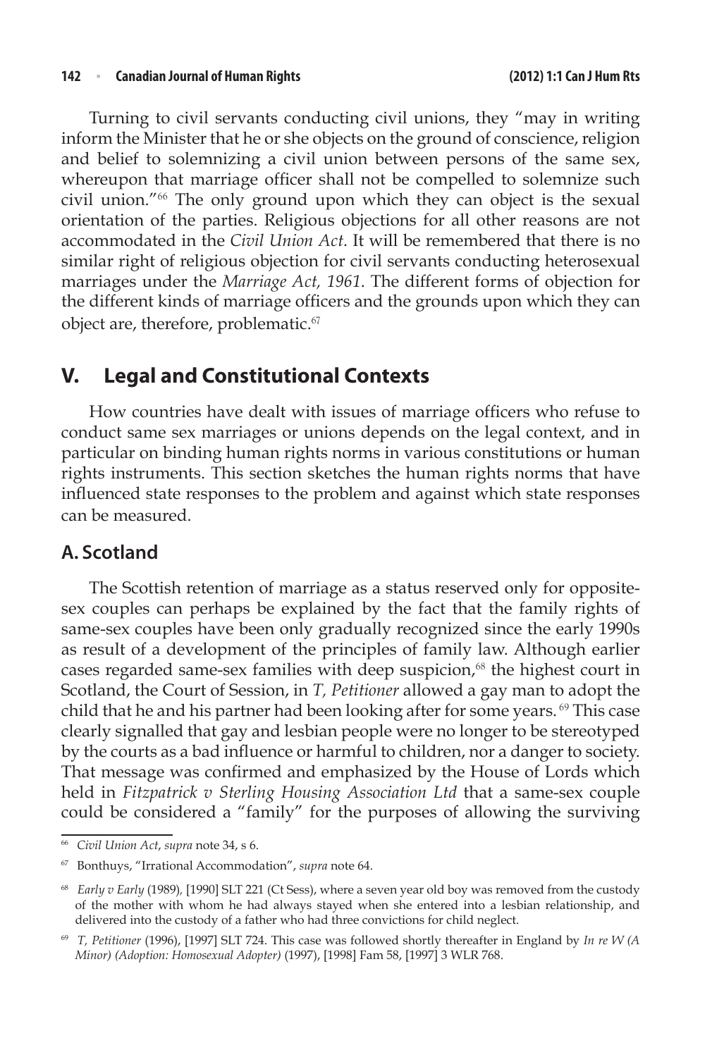Turning to civil servants conducting civil unions, they "may in writing inform the Minister that he or she objects on the ground of conscience, religion and belief to solemnizing a civil union between persons of the same sex, whereupon that marriage officer shall not be compelled to solemnize such civil union."[66] The only ground upon which they can object is the sexual orientation of the parties. Religious objections for all other reasons are not accommodated in the *Civil Union Act*. It will be remembered that there is no similar right of religious objection for civil servants conducting heterosexual marriages under the *Marriage Act, 1961*. The different forms of objection for the different kinds of marriage officers and the grounds upon which they can object are, therefore, problematic.[67]

## V. Legal and Constitutional Contexts

How countries have dealt with issues of marriage officers who refuse to conduct same sex marriages or unions depends on the legal context, and in particular on binding human rights norms in various constitutions or human rights instruments. This section sketches the human rights norms that have influenced state responses to the problem and against which state responses can be measured.

### A. Scotland

The Scottish retention of marriage as a status reserved only for opposite-sex couples can perhaps be explained by the fact that the family rights of same-sex couples have been only gradually recognized since the early 1990s as result of a development of the principles of family law. Although earlier cases regarded same-sex families with deep suspicion,[68] the highest court in Scotland, the Court of Session, in *T, Petitioner* allowed a gay man to adopt the child that he and his partner had been looking after for some years.[69] This case clearly signalled that gay and lesbian people were no longer to be stereotyped by the courts as a bad influence or harmful to children, nor a danger to society. That message was confirmed and emphasized by the House of Lords which held in *Fitzpatrick v Sterling Housing Association Ltd* that a same-sex couple could be considered a "family" for the purposes of allowing the surviving

---

[66] *Civil Union Act*, *supra* note 34, s 6.

[67] Bonthuys, "Irrational Accommodation", *supra* note 64.

[68] *Early v Early* (1989), [1990] SLT 221 (Ct Sess), where a seven year old boy was removed from the custody of the mother with whom he had always stayed when she entered into a lesbian relationship, and delivered into the custody of a father who had three convictions for child neglect.

[69] *T, Petitioner* (1996), [1997] SLT 724. This case was followed shortly thereafter in England by *In re W (A Minor) (Adoption: Homosexual Adopter)* (1997), [1998] Fam 58, [1997] 3 WLR 768.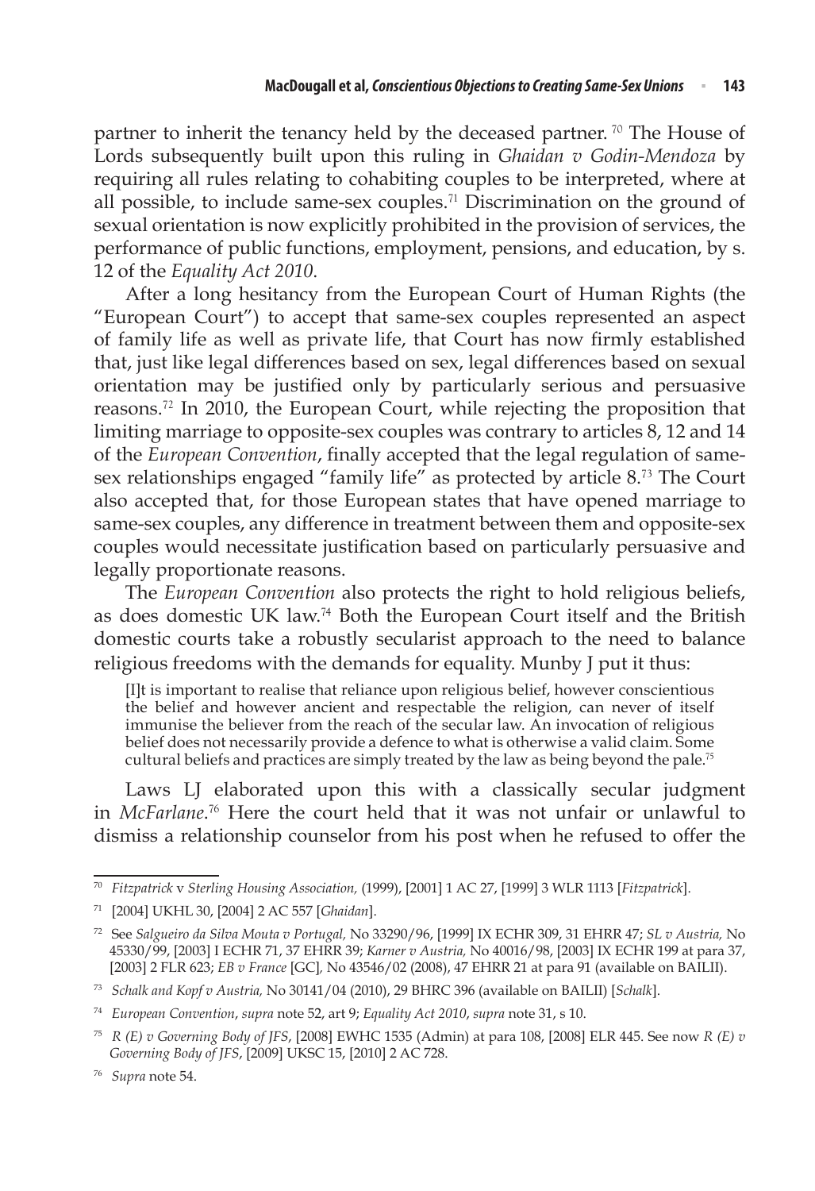partner to inherit the tenancy held by the deceased partner. [70] The House of Lords subsequently built upon this ruling in *Ghaidan v Godin-Mendoza* by requiring all rules relating to cohabiting couples to be interpreted, where at all possible, to include same-sex couples.[71] Discrimination on the ground of sexual orientation is now explicitly prohibited in the provision of services, the performance of public functions, employment, pensions, and education, by s. 12 of the *Equality Act 2010*.

After a long hesitancy from the European Court of Human Rights (the "European Court") to accept that same-sex couples represented an aspect of family life as well as private life, that Court has now firmly established that, just like legal differences based on sex, legal differences based on sexual orientation may be justified only by particularly serious and persuasive reasons.[72] In 2010, the European Court, while rejecting the proposition that limiting marriage to opposite-sex couples was contrary to articles 8, 12 and 14 of the *European Convention*, finally accepted that the legal regulation of same-sex relationships engaged "family life" as protected by article 8.[73] The Court also accepted that, for those European states that have opened marriage to same-sex couples, any difference in treatment between them and opposite-sex couples would necessitate justification based on particularly persuasive and legally proportionate reasons.

The *European Convention* also protects the right to hold religious beliefs, as does domestic UK law.[74] Both the European Court itself and the British domestic courts take a robustly secularist approach to the need to balance religious freedoms with the demands for equality. Munby J put it thus:

> [I]t is important to realise that reliance upon religious belief, however conscientious the belief and however ancient and respectable the religion, can never of itself immunise the believer from the reach of the secular law. An invocation of religious belief does not necessarily provide a defence to what is otherwise a valid claim. Some cultural beliefs and practices are simply treated by the law as being beyond the pale.[75]

Laws LJ elaborated upon this with a classically secular judgment in *McFarlane*.[76] Here the court held that it was not unfair or unlawful to dismiss a relationship counselor from his post when he refused to offer the

---

[70] *Fitzpatrick* v *Sterling Housing Association,* (1999), [2001] 1 AC 27, [1999] 3 WLR 1113 [*Fitzpatrick*].

[71] [2004] UKHL 30, [2004] 2 AC 557 [*Ghaidan*].

[72] See *Salgueiro da Silva Mouta v Portugal,* No 33290/96, [1999] IX ECHR 309, 31 EHRR 47; *SL v Austria,* No 45330/99, [2003] I ECHR 71, 37 EHRR 39; *Karner v Austria,* No 40016/98, [2003] IX ECHR 199 at para 37, [2003] 2 FLR 623; *EB v France* [GC], No 43546/02 (2008), 47 EHRR 21 at para 91 (available on BAILII).

[73] *Schalk and Kopf v Austria,* No 30141/04 (2010), 29 BHRC 396 (available on BAILII) [*Schalk*].

[74] *European Convention*, *supra* note 52, art 9; *Equality Act 2010*, *supra* note 31, s 10.

[75] *R (E) v Governing Body of JFS*, [2008] EWHC 1535 (Admin) at para 108, [2008] ELR 445. See now *R (E) v Governing Body of JFS*, [2009] UKSC 15, [2010] 2 AC 728.

[76] *Supra* note 54.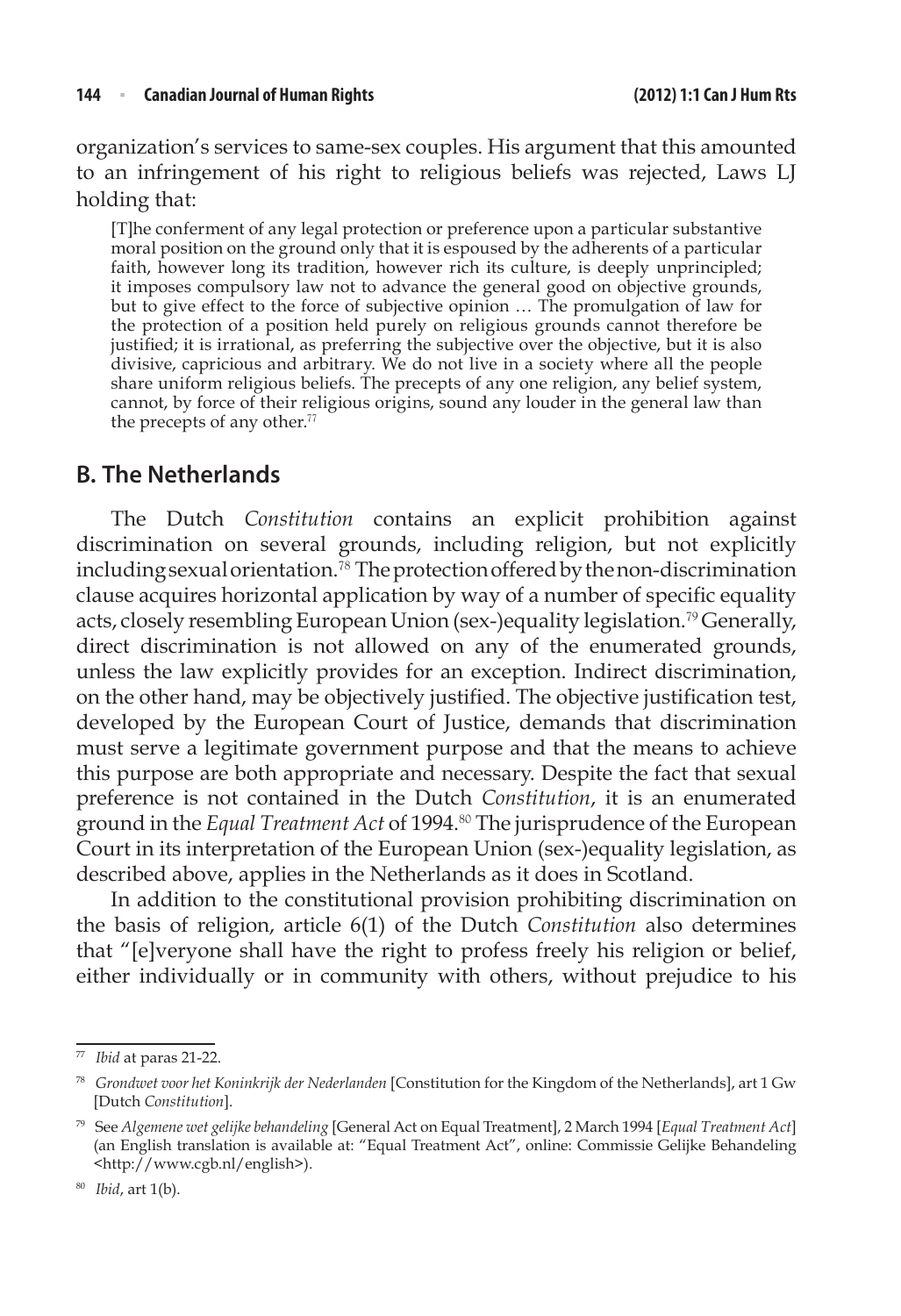organization's services to same-sex couples. His argument that this amounted to an infringement of his right to religious beliefs was rejected, Laws LJ holding that:

> [T]he conferment of any legal protection or preference upon a particular substantive moral position on the ground only that it is espoused by the adherents of a particular faith, however long its tradition, however rich its culture, is deeply unprincipled; it imposes compulsory law not to advance the general good on objective grounds, but to give effect to the force of subjective opinion … The promulgation of law for the protection of a position held purely on religious grounds cannot therefore be justified; it is irrational, as preferring the subjective over the objective, but it is also divisive, capricious and arbitrary. We do not live in a society where all the people share uniform religious beliefs. The precepts of any one religion, any belief system, cannot, by force of their religious origins, sound any louder in the general law than the precepts of any other.[77]

## B. The Netherlands

The Dutch *Constitution* contains an explicit prohibition against discrimination on several grounds, including religion, but not explicitly including sexual orientation.[78] The protection offered by the non-discrimination clause acquires horizontal application by way of a number of specific equality acts, closely resembling European Union (sex-)equality legislation.[79] Generally, direct discrimination is not allowed on any of the enumerated grounds, unless the law explicitly provides for an exception. Indirect discrimination, on the other hand, may be objectively justified. The objective justification test, developed by the European Court of Justice, demands that discrimination must serve a legitimate government purpose and that the means to achieve this purpose are both appropriate and necessary. Despite the fact that sexual preference is not contained in the Dutch *Constitution*, it is an enumerated ground in the *Equal Treatment Act* of 1994.[80] The jurisprudence of the European Court in its interpretation of the European Union (sex-)equality legislation, as described above, applies in the Netherlands as it does in Scotland.

In addition to the constitutional provision prohibiting discrimination on the basis of religion, article 6(1) of the Dutch *Constitution* also determines that "[e]veryone shall have the right to profess freely his religion or belief, either individually or in community with others, without prejudice to his

---

[77] *Ibid* at paras 21-22.

[78] *Grondwet voor het Koninkrijk der Nederlanden* [Constitution for the Kingdom of the Netherlands], art 1 Gw [Dutch *Constitution*].

[79] See *Algemene wet gelijke behandeling* [General Act on Equal Treatment], 2 March 1994 [*Equal Treatment Act*] (an English translation is available at: "Equal Treatment Act", online: Commissie Gelijke Behandeling <http://www.cgb.nl/english>).

[80] *Ibid*, art 1(b).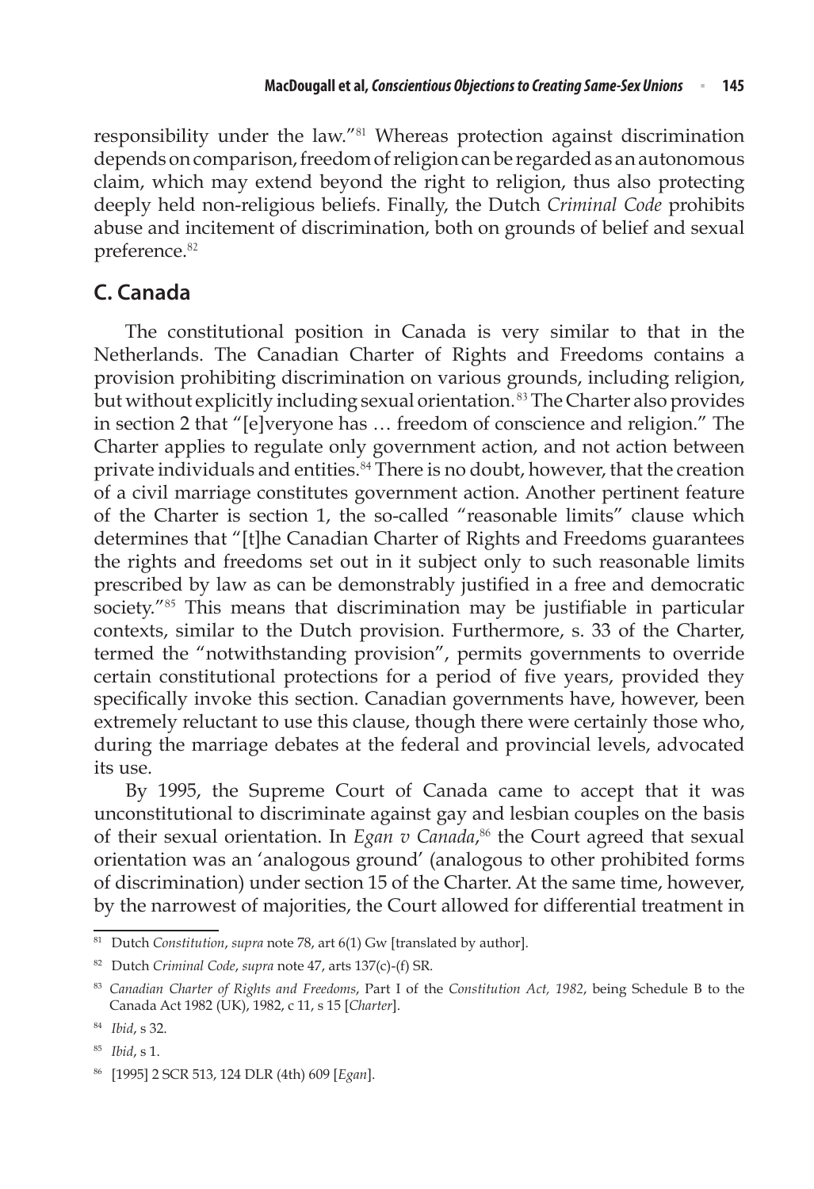responsibility under the law."[81] Whereas protection against discrimination depends on comparison, freedom of religion can be regarded as an autonomous claim, which may extend beyond the right to religion, thus also protecting deeply held non-religious beliefs. Finally, the Dutch *Criminal Code* prohibits abuse and incitement of discrimination, both on grounds of belief and sexual preference.[82]

## C. Canada

The constitutional position in Canada is very similar to that in the Netherlands. The Canadian Charter of Rights and Freedoms contains a provision prohibiting discrimination on various grounds, including religion, but without explicitly including sexual orientation.[83] The Charter also provides in section 2 that "[e]veryone has … freedom of conscience and religion." The Charter applies to regulate only government action, and not action between private individuals and entities.[84] There is no doubt, however, that the creation of a civil marriage constitutes government action. Another pertinent feature of the Charter is section 1, the so-called "reasonable limits" clause which determines that "[t]he Canadian Charter of Rights and Freedoms guarantees the rights and freedoms set out in it subject only to such reasonable limits prescribed by law as can be demonstrably justified in a free and democratic society."[85] This means that discrimination may be justifiable in particular contexts, similar to the Dutch provision. Furthermore, s. 33 of the Charter, termed the "notwithstanding provision", permits governments to override certain constitutional protections for a period of five years, provided they specifically invoke this section. Canadian governments have, however, been extremely reluctant to use this clause, though there were certainly those who, during the marriage debates at the federal and provincial levels, advocated its use.

By 1995, the Supreme Court of Canada came to accept that it was unconstitutional to discriminate against gay and lesbian couples on the basis of their sexual orientation. In *Egan v Canada*,[86] the Court agreed that sexual orientation was an 'analogous ground' (analogous to other prohibited forms of discrimination) under section 15 of the Charter. At the same time, however, by the narrowest of majorities, the Court allowed for differential treatment in

---

[81] Dutch *Constitution*, *supra* note 78, art 6(1) Gw [translated by author].

[82] Dutch *Criminal Code*, *supra* note 47, arts 137(c)-(f) SR.

[83] *Canadian Charter of Rights and Freedoms*, Part I of the *Constitution Act, 1982*, being Schedule B to the Canada Act 1982 (UK), 1982, c 11, s 15 [*Charter*].

[84] *Ibid*, s 32.

[85] *Ibid*, s 1.

[86] [1995] 2 SCR 513, 124 DLR (4th) 609 [*Egan*].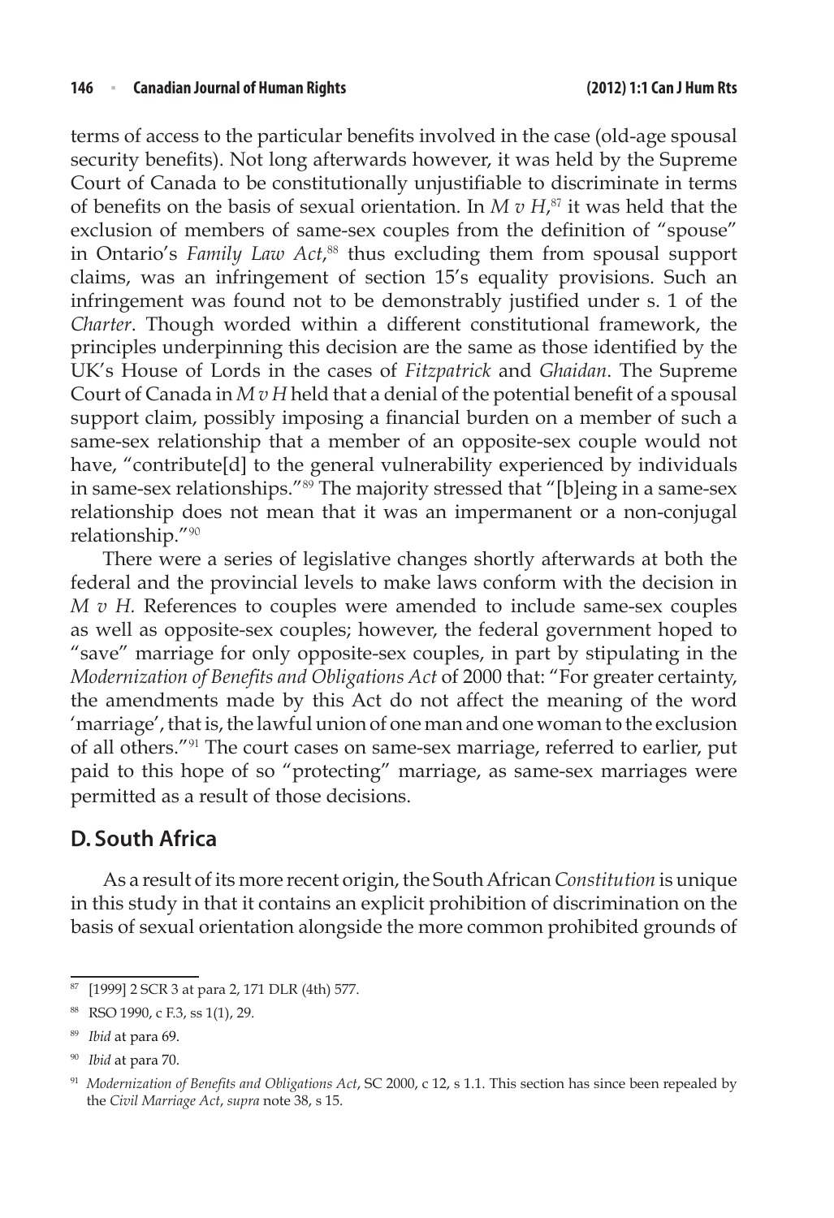terms of access to the particular benefits involved in the case (old-age spousal security benefits). Not long afterwards however, it was held by the Supreme Court of Canada to be constitutionally unjustifiable to discriminate in terms of benefits on the basis of sexual orientation. In *M v H*,[87] it was held that the exclusion of members of same-sex couples from the definition of "spouse" in Ontario's *Family Law Act*,[88] thus excluding them from spousal support claims, was an infringement of section 15's equality provisions. Such an infringement was found not to be demonstrably justified under s. 1 of the *Charter*. Though worded within a different constitutional framework, the principles underpinning this decision are the same as those identified by the UK's House of Lords in the cases of *Fitzpatrick* and *Ghaidan*. The Supreme Court of Canada in *M v H* held that a denial of the potential benefit of a spousal support claim, possibly imposing a financial burden on a member of such a same-sex relationship that a member of an opposite-sex couple would not have, "contribute[d] to the general vulnerability experienced by individuals in same-sex relationships."[89] The majority stressed that "[b]eing in a same-sex relationship does not mean that it was an impermanent or a non-conjugal relationship."[90]

There were a series of legislative changes shortly afterwards at both the federal and the provincial levels to make laws conform with the decision in *M v H.* References to couples were amended to include same-sex couples as well as opposite-sex couples; however, the federal government hoped to "save" marriage for only opposite-sex couples, in part by stipulating in the *Modernization of Benefits and Obligations Act* of 2000 that: "For greater certainty, the amendments made by this Act do not affect the meaning of the word 'marriage', that is, the lawful union of one man and one woman to the exclusion of all others."[91] The court cases on same-sex marriage, referred to earlier, put paid to this hope of so "protecting" marriage, as same-sex marriages were permitted as a result of those decisions.

## D. South Africa

As a result of its more recent origin, the South African *Constitution* is unique in this study in that it contains an explicit prohibition of discrimination on the basis of sexual orientation alongside the more common prohibited grounds of

---

[87] [1999] 2 SCR 3 at para 2, 171 DLR (4th) 577.

[88] RSO 1990, c F.3, ss 1(1), 29.

[89] *Ibid* at para 69.

[90] *Ibid* at para 70.

[91] *Modernization of Benefits and Obligations Act*, SC 2000, c 12, s 1.1. This section has since been repealed by the *Civil Marriage Act*, *supra* note 38, s 15.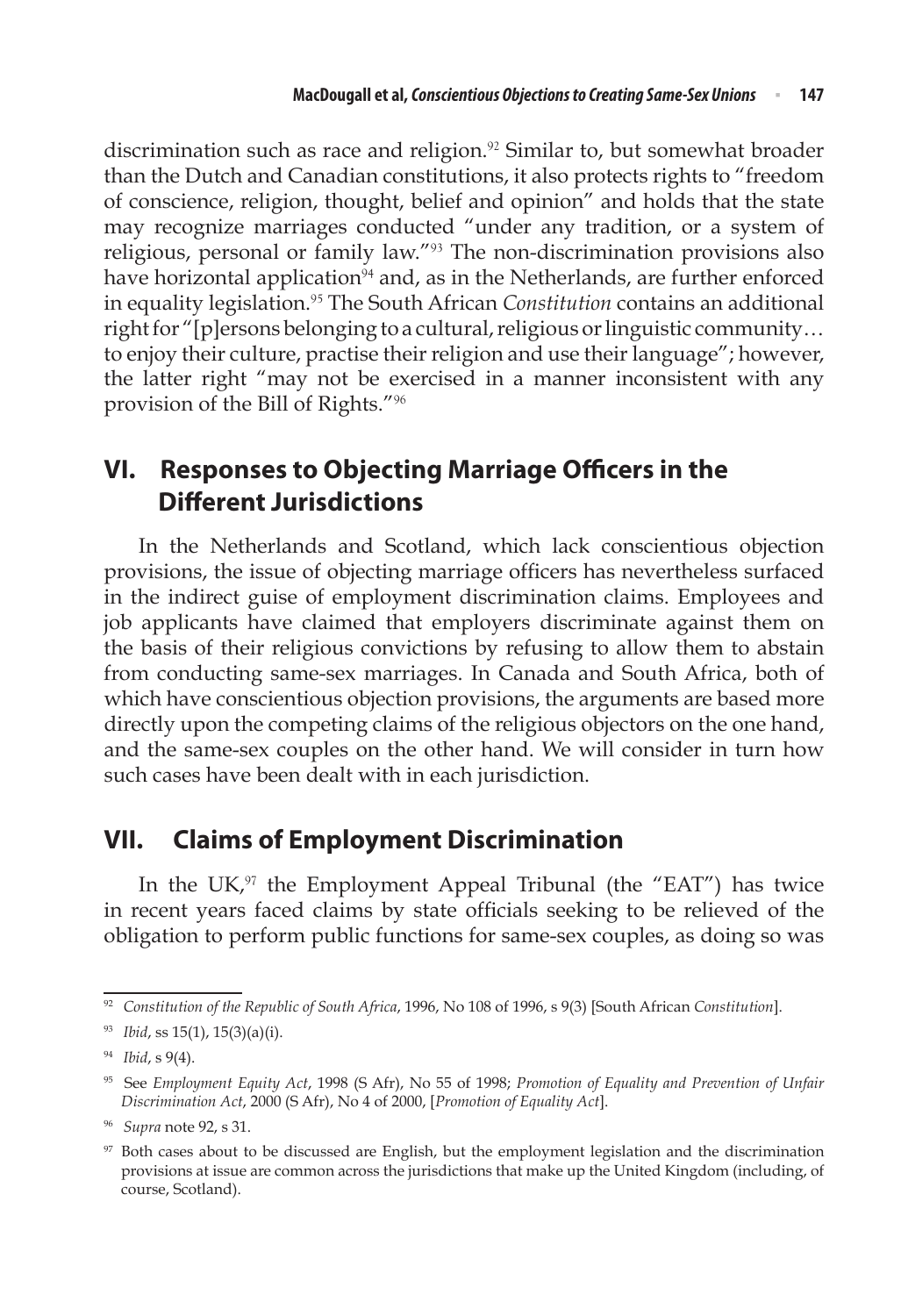discrimination such as race and religion.[92] Similar to, but somewhat broader than the Dutch and Canadian constitutions, it also protects rights to "freedom of conscience, religion, thought, belief and opinion" and holds that the state may recognize marriages conducted "under any tradition, or a system of religious, personal or family law."[93] The non-discrimination provisions also have horizontal application[94] and, as in the Netherlands, are further enforced in equality legislation.[95] The South African *Constitution* contains an additional right for "[p]ersons belonging to a cultural, religious or linguistic community… to enjoy their culture, practise their religion and use their language"; however, the latter right "may not be exercised in a manner inconsistent with any provision of the Bill of Rights."[96]

## VI. Responses to Objecting Marriage Officers in the Different Jurisdictions

In the Netherlands and Scotland, which lack conscientious objection provisions, the issue of objecting marriage officers has nevertheless surfaced in the indirect guise of employment discrimination claims. Employees and job applicants have claimed that employers discriminate against them on the basis of their religious convictions by refusing to allow them to abstain from conducting same-sex marriages. In Canada and South Africa, both of which have conscientious objection provisions, the arguments are based more directly upon the competing claims of the religious objectors on the one hand, and the same-sex couples on the other hand. We will consider in turn how such cases have been dealt with in each jurisdiction.

## VII. Claims of Employment Discrimination

In the UK,[97] the Employment Appeal Tribunal (the "EAT") has twice in recent years faced claims by state officials seeking to be relieved of the obligation to perform public functions for same-sex couples, as doing so was

---

[92] *Constitution of the Republic of South Africa*, 1996, No 108 of 1996, s 9(3) [South African *Constitution*].

[93] *Ibid*, ss 15(1), 15(3)(a)(i).

[94] *Ibid*, s 9(4).

[95] See *Employment Equity Act*, 1998 (S Afr), No 55 of 1998; *Promotion of Equality and Prevention of Unfair Discrimination Act*, 2000 (S Afr), No 4 of 2000, [*Promotion of Equality Act*].

[96] *Supra* note 92, s 31.

[97] Both cases about to be discussed are English, but the employment legislation and the discrimination provisions at issue are common across the jurisdictions that make up the United Kingdom (including, of course, Scotland).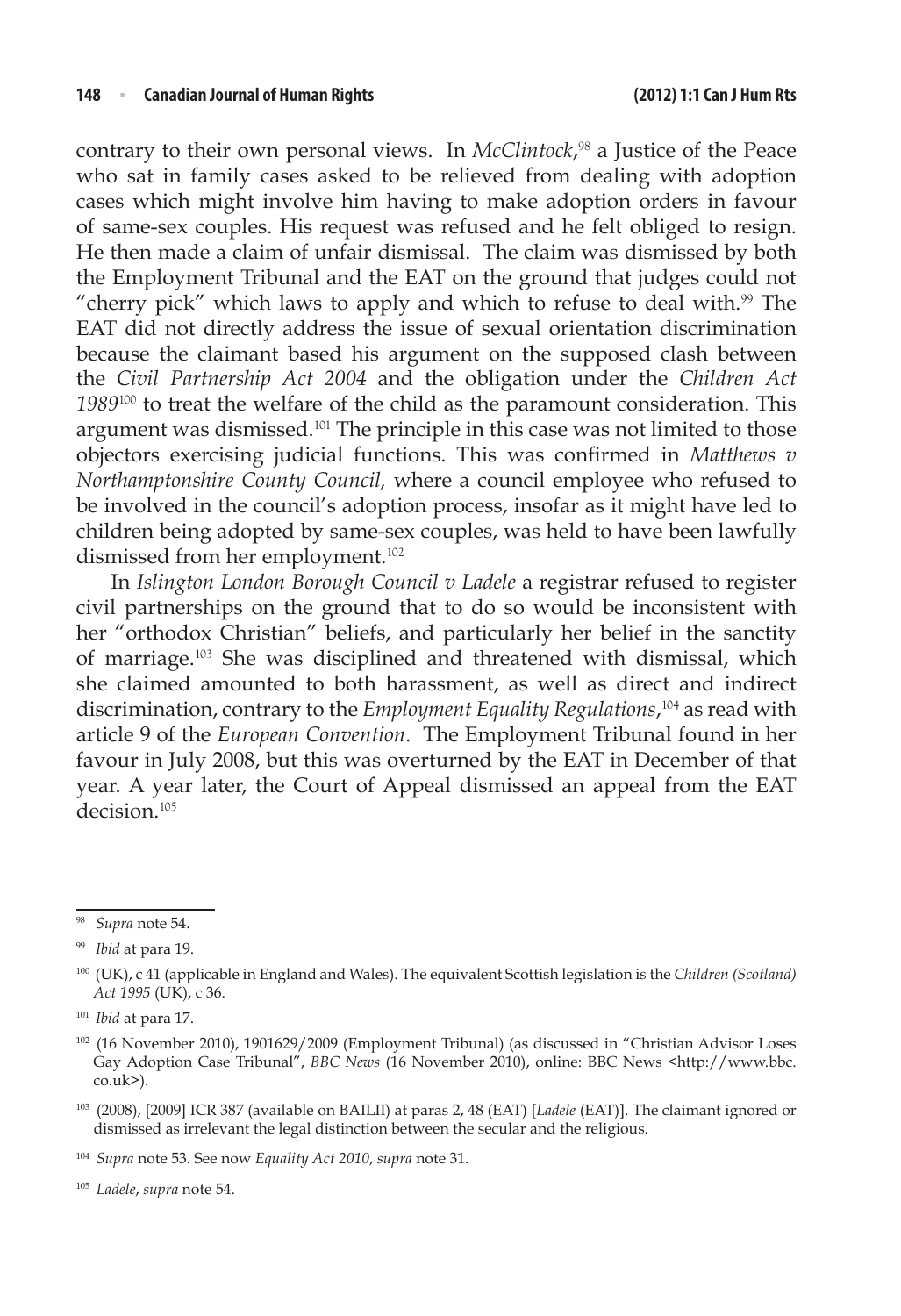contrary to their own personal views. In *McClintock*,[98] a Justice of the Peace who sat in family cases asked to be relieved from dealing with adoption cases which might involve him having to make adoption orders in favour of same-sex couples. His request was refused and he felt obliged to resign. He then made a claim of unfair dismissal. The claim was dismissed by both the Employment Tribunal and the EAT on the ground that judges could not "cherry pick" which laws to apply and which to refuse to deal with.[99] The EAT did not directly address the issue of sexual orientation discrimination because the claimant based his argument on the supposed clash between the *Civil Partnership Act 2004* and the obligation under the *Children Act 1989*[100] to treat the welfare of the child as the paramount consideration. This argument was dismissed.[101] The principle in this case was not limited to those objectors exercising judicial functions. This was confirmed in *Matthews v Northamptonshire County Council,* where a council employee who refused to be involved in the council's adoption process, insofar as it might have led to children being adopted by same-sex couples, was held to have been lawfully dismissed from her employment.[102]

In *Islington London Borough Council v Ladele* a registrar refused to register civil partnerships on the ground that to do so would be inconsistent with her "orthodox Christian" beliefs, and particularly her belief in the sanctity of marriage.[103] She was disciplined and threatened with dismissal, which she claimed amounted to both harassment, as well as direct and indirect discrimination, contrary to the *Employment Equality Regulations*,[104] as read with article 9 of the *European Convention*. The Employment Tribunal found in her favour in July 2008, but this was overturned by the EAT in December of that year. A year later, the Court of Appeal dismissed an appeal from the EAT decision.[105]

---

98 *Supra* note 54.

99 *Ibid* at para 19.

100 (UK), c 41 (applicable in England and Wales). The equivalent Scottish legislation is the *Children (Scotland) Act 1995* (UK), c 36.

101 *Ibid* at para 17.

102 (16 November 2010), 1901629/2009 (Employment Tribunal) (as discussed in "Christian Advisor Loses Gay Adoption Case Tribunal", *BBC News* (16 November 2010), online: BBC News <http://www.bbc.co.uk>).

103 (2008), [2009] ICR 387 (available on BAILII) at paras 2, 48 (EAT) [*Ladele* (EAT)]. The claimant ignored or dismissed as irrelevant the legal distinction between the secular and the religious.

104 *Supra* note 53. See now *Equality Act 2010*, *supra* note 31.

105 *Ladele*, *supra* note 54.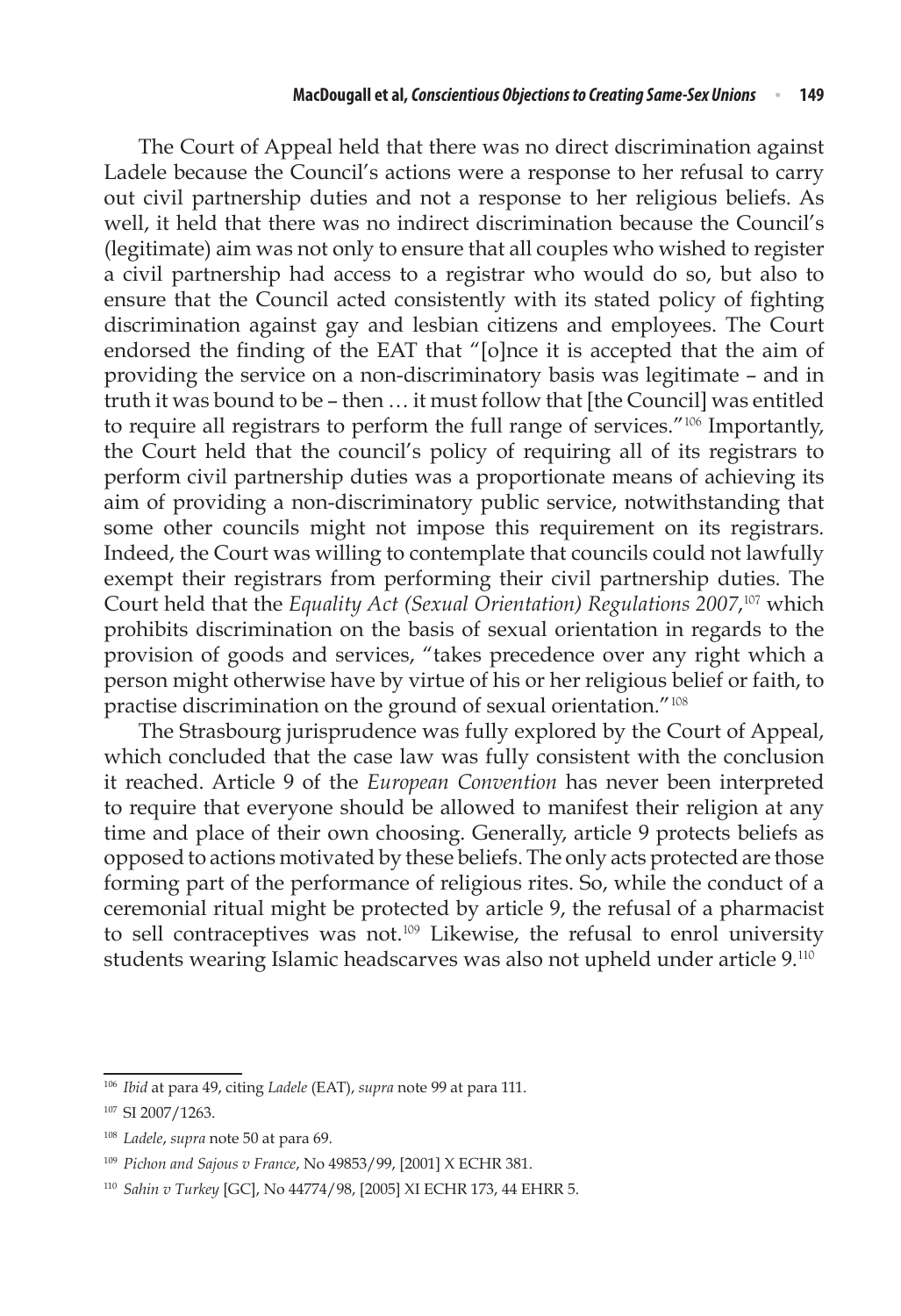The Court of Appeal held that there was no direct discrimination against Ladele because the Council's actions were a response to her refusal to carry out civil partnership duties and not a response to her religious beliefs. As well, it held that there was no indirect discrimination because the Council's (legitimate) aim was not only to ensure that all couples who wished to register a civil partnership had access to a registrar who would do so, but also to ensure that the Council acted consistently with its stated policy of fighting discrimination against gay and lesbian citizens and employees. The Court endorsed the finding of the EAT that "[o]nce it is accepted that the aim of providing the service on a non-discriminatory basis was legitimate – and in truth it was bound to be – then … it must follow that [the Council] was entitled to require all registrars to perform the full range of services."[106] Importantly, the Court held that the council's policy of requiring all of its registrars to perform civil partnership duties was a proportionate means of achieving its aim of providing a non-discriminatory public service, notwithstanding that some other councils might not impose this requirement on its registrars. Indeed, the Court was willing to contemplate that councils could not lawfully exempt their registrars from performing their civil partnership duties. The Court held that the *Equality Act (Sexual Orientation) Regulations 2007*,[107] which prohibits discrimination on the basis of sexual orientation in regards to the provision of goods and services, "takes precedence over any right which a person might otherwise have by virtue of his or her religious belief or faith, to practise discrimination on the ground of sexual orientation."[108]

The Strasbourg jurisprudence was fully explored by the Court of Appeal, which concluded that the case law was fully consistent with the conclusion it reached. Article 9 of the *European Convention* has never been interpreted to require that everyone should be allowed to manifest their religion at any time and place of their own choosing. Generally, article 9 protects beliefs as opposed to actions motivated by these beliefs. The only acts protected are those forming part of the performance of religious rites. So, while the conduct of a ceremonial ritual might be protected by article 9, the refusal of a pharmacist to sell contraceptives was not.[109] Likewise, the refusal to enrol university students wearing Islamic headscarves was also not upheld under article 9.[110]

---

[106] *Ibid* at para 49, citing *Ladele* (EAT), *supra* note 99 at para 111.

[107] SI 2007/1263.

[108] *Ladele*, *supra* note 50 at para 69.

[109] *Pichon and Sajous v France*, No 49853/99, [2001] X ECHR 381.

[110] *Sahin v Turkey* [GC], No 44774/98, [2005] XI ECHR 173, 44 EHRR 5.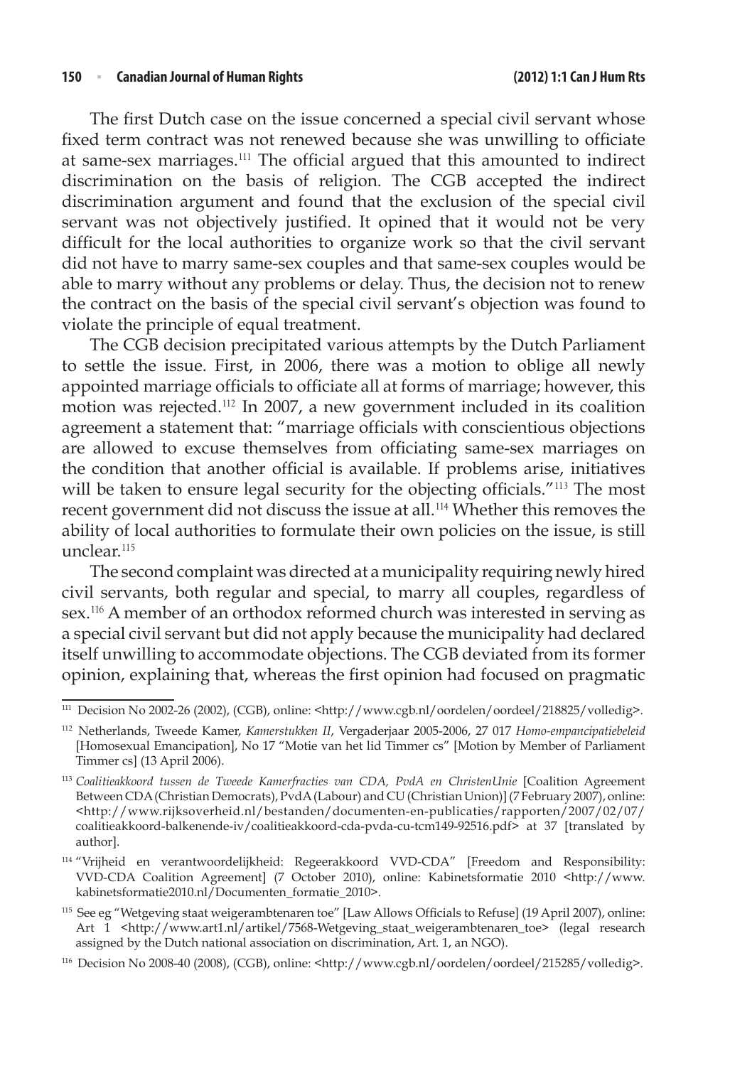The first Dutch case on the issue concerned a special civil servant whose fixed term contract was not renewed because she was unwilling to officiate at same-sex marriages.[111] The official argued that this amounted to indirect discrimination on the basis of religion. The CGB accepted the indirect discrimination argument and found that the exclusion of the special civil servant was not objectively justified. It opined that it would not be very difficult for the local authorities to organize work so that the civil servant did not have to marry same-sex couples and that same-sex couples would be able to marry without any problems or delay. Thus, the decision not to renew the contract on the basis of the special civil servant's objection was found to violate the principle of equal treatment.

The CGB decision precipitated various attempts by the Dutch Parliament to settle the issue. First, in 2006, there was a motion to oblige all newly appointed marriage officials to officiate all at forms of marriage; however, this motion was rejected.[112] In 2007, a new government included in its coalition agreement a statement that: "marriage officials with conscientious objections are allowed to excuse themselves from officiating same-sex marriages on the condition that another official is available. If problems arise, initiatives will be taken to ensure legal security for the objecting officials."[113] The most recent government did not discuss the issue at all.[114] Whether this removes the ability of local authorities to formulate their own policies on the issue, is still unclear.[115]

The second complaint was directed at a municipality requiring newly hired civil servants, both regular and special, to marry all couples, regardless of sex.[116] A member of an orthodox reformed church was interested in serving as a special civil servant but did not apply because the municipality had declared itself unwilling to accommodate objections. The CGB deviated from its former opinion, explaining that, whereas the first opinion had focused on pragmatic

---

[111] Decision No 2002-26 (2002), (CGB), online: <http://www.cgb.nl/oordelen/oordeel/218825/volledig>.

[112] Netherlands, Tweede Kamer, *Kamerstukken II*, Vergaderjaar 2005-2006, 27 017 *Homo-empancipatiebeleid* [Homosexual Emancipation], No 17 "Motie van het lid Timmer cs" [Motion by Member of Parliament Timmer cs] (13 April 2006).

[113] *Coalitieakkoord tussen de Tweede Kamerfracties van CDA, PvdA en ChristenUnie* [Coalition Agreement Between CDA (Christian Democrats), PvdA (Labour) and CU (Christian Union)] (7 February 2007), online: <http://www.rijksoverheid.nl/bestanden/documenten-en-publicaties/rapporten/2007/02/07/coalitieakkoord-balkenende-iv/coalitieakkoord-cda-pvda-cu-tcm149-92516.pdf> at 37 [translated by author].

[114] "Vrijheid en verantwoordelijkheid: Regeerakkoord VVD-CDA" [Freedom and Responsibility: VVD-CDA Coalition Agreement] (7 October 2010), online: Kabinetsformatie 2010 <http://www.kabinetsformatie2010.nl/Documenten_formatie_2010>.

[115] See eg "Wetgeving staat weigerambtenaren toe" [Law Allows Officials to Refuse] (19 April 2007), online: Art 1 <http://www.art1.nl/artikel/7568-Wetgeving_staat_weigerambtenaren_toe> (legal research assigned by the Dutch national association on discrimination, Art. 1, an NGO).

[116] Decision No 2008-40 (2008), (CGB), online: <http://www.cgb.nl/oordelen/oordeel/215285/volledig>.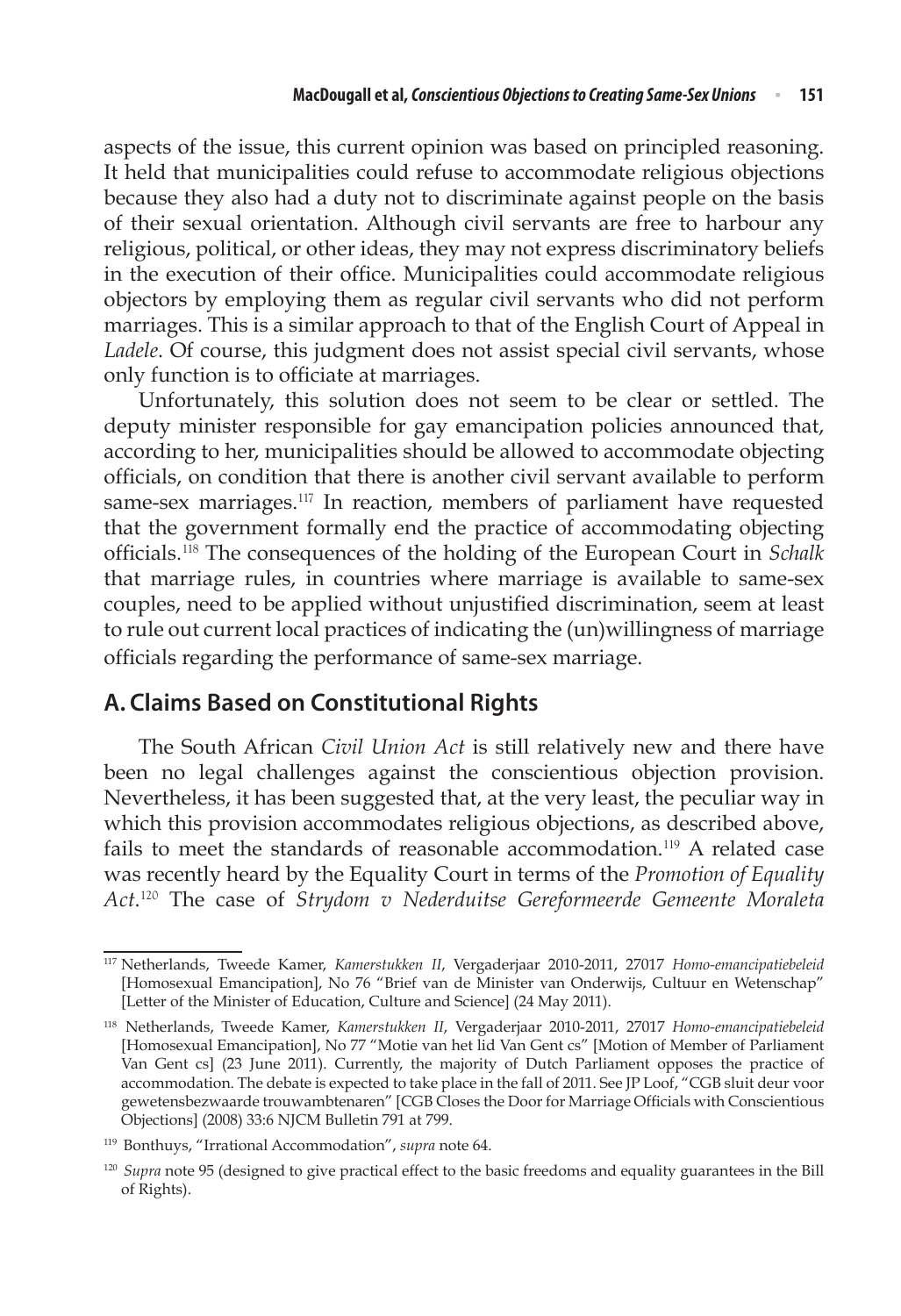aspects of the issue, this current opinion was based on principled reasoning. It held that municipalities could refuse to accommodate religious objections because they also had a duty not to discriminate against people on the basis of their sexual orientation. Although civil servants are free to harbour any religious, political, or other ideas, they may not express discriminatory beliefs in the execution of their office. Municipalities could accommodate religious objectors by employing them as regular civil servants who did not perform marriages. This is a similar approach to that of the English Court of Appeal in *Ladele*. Of course, this judgment does not assist special civil servants, whose only function is to officiate at marriages.

Unfortunately, this solution does not seem to be clear or settled. The deputy minister responsible for gay emancipation policies announced that, according to her, municipalities should be allowed to accommodate objecting officials, on condition that there is another civil servant available to perform same-sex marriages.[117] In reaction, members of parliament have requested that the government formally end the practice of accommodating objecting officials.[118] The consequences of the holding of the European Court in *Schalk* that marriage rules, in countries where marriage is available to same-sex couples, need to be applied without unjustified discrimination, seem at least to rule out current local practices of indicating the (un)willingness of marriage officials regarding the performance of same-sex marriage.

## A. Claims Based on Constitutional Rights

The South African *Civil Union Act* is still relatively new and there have been no legal challenges against the conscientious objection provision. Nevertheless, it has been suggested that, at the very least, the peculiar way in which this provision accommodates religious objections, as described above, fails to meet the standards of reasonable accommodation.[119] A related case was recently heard by the Equality Court in terms of the *Promotion of Equality Act*.[120] The case of *Strydom v Nederduitse Gereformeerde Gemeente Moraleta*

---

[117] Netherlands, Tweede Kamer, *Kamerstukken II*, Vergaderjaar 2010-2011, 27017 *Homo-emancipatiebeleid* [Homosexual Emancipation], No 76 "Brief van de Minister van Onderwijs, Cultuur en Wetenschap" [Letter of the Minister of Education, Culture and Science] (24 May 2011).

[118] Netherlands, Tweede Kamer, *Kamerstukken II*, Vergaderjaar 2010-2011, 27017 *Homo-emancipatiebeleid* [Homosexual Emancipation], No 77 "Motie van het lid Van Gent cs" [Motion of Member of Parliament Van Gent cs] (23 June 2011). Currently, the majority of Dutch Parliament opposes the practice of accommodation. The debate is expected to take place in the fall of 2011. See JP Loof, "CGB sluit deur voor gewetensbezwaarde trouwambtenaren" [CGB Closes the Door for Marriage Officials with Conscientious Objections] (2008) 33:6 NJCM Bulletin 791 at 799.

[119] Bonthuys, "Irrational Accommodation", *supra* note 64.

[120] *Supra* note 95 (designed to give practical effect to the basic freedoms and equality guarantees in the Bill of Rights).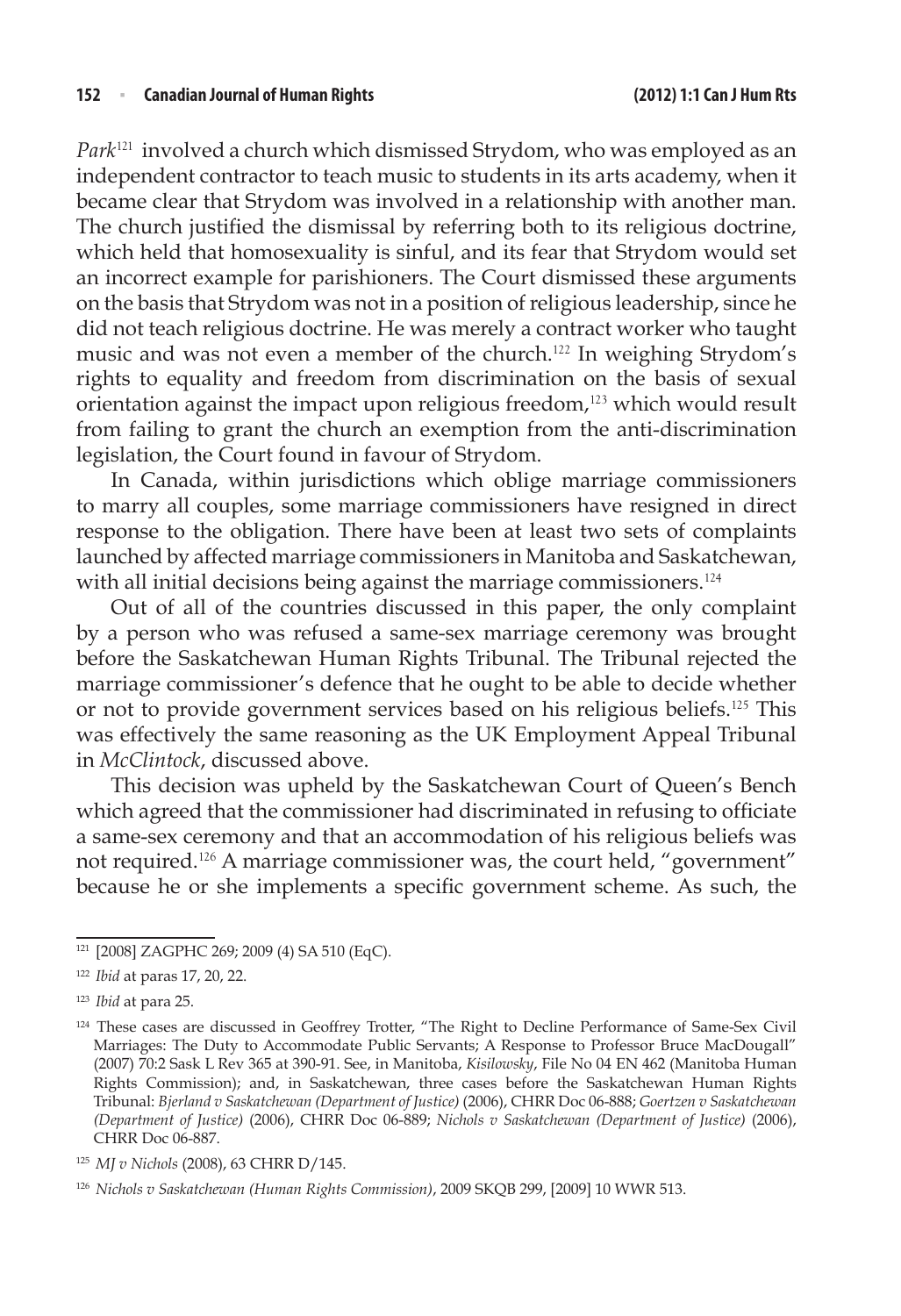*Park*[121] involved a church which dismissed Strydom, who was employed as an independent contractor to teach music to students in its arts academy, when it became clear that Strydom was involved in a relationship with another man. The church justified the dismissal by referring both to its religious doctrine, which held that homosexuality is sinful, and its fear that Strydom would set an incorrect example for parishioners. The Court dismissed these arguments on the basis that Strydom was not in a position of religious leadership, since he did not teach religious doctrine. He was merely a contract worker who taught music and was not even a member of the church.[122] In weighing Strydom's rights to equality and freedom from discrimination on the basis of sexual orientation against the impact upon religious freedom,[123] which would result from failing to grant the church an exemption from the anti-discrimination legislation, the Court found in favour of Strydom.

In Canada, within jurisdictions which oblige marriage commissioners to marry all couples, some marriage commissioners have resigned in direct response to the obligation. There have been at least two sets of complaints launched by affected marriage commissioners in Manitoba and Saskatchewan, with all initial decisions being against the marriage commissioners.[124]

Out of all of the countries discussed in this paper, the only complaint by a person who was refused a same-sex marriage ceremony was brought before the Saskatchewan Human Rights Tribunal. The Tribunal rejected the marriage commissioner's defence that he ought to be able to decide whether or not to provide government services based on his religious beliefs.[125] This was effectively the same reasoning as the UK Employment Appeal Tribunal in *McClintock*, discussed above.

This decision was upheld by the Saskatchewan Court of Queen's Bench which agreed that the commissioner had discriminated in refusing to officiate a same-sex ceremony and that an accommodation of his religious beliefs was not required.[126] A marriage commissioner was, the court held, "government" because he or she implements a specific government scheme. As such, the

---

[121] [2008] ZAGPHC 269; 2009 (4) SA 510 (EqC).

[122] *Ibid* at paras 17, 20, 22.

[123] *Ibid* at para 25.

[124] These cases are discussed in Geoffrey Trotter, "The Right to Decline Performance of Same-Sex Civil Marriages: The Duty to Accommodate Public Servants; A Response to Professor Bruce MacDougall" (2007) 70:2 Sask L Rev 365 at 390-91. See, in Manitoba, *Kisilowsky*, File No 04 EN 462 (Manitoba Human Rights Commission); and, in Saskatchewan, three cases before the Saskatchewan Human Rights Tribunal: *Bjerland v Saskatchewan (Department of Justice)* (2006), CHRR Doc 06-888; *Goertzen v Saskatchewan (Department of Justice)* (2006), CHRR Doc 06-889; *Nichols v Saskatchewan (Department of Justice)* (2006), CHRR Doc 06-887.

[125] *MJ v Nichols* (2008), 63 CHRR D/145.

[126] *Nichols v Saskatchewan (Human Rights Commission)*, 2009 SKQB 299, [2009] 10 WWR 513.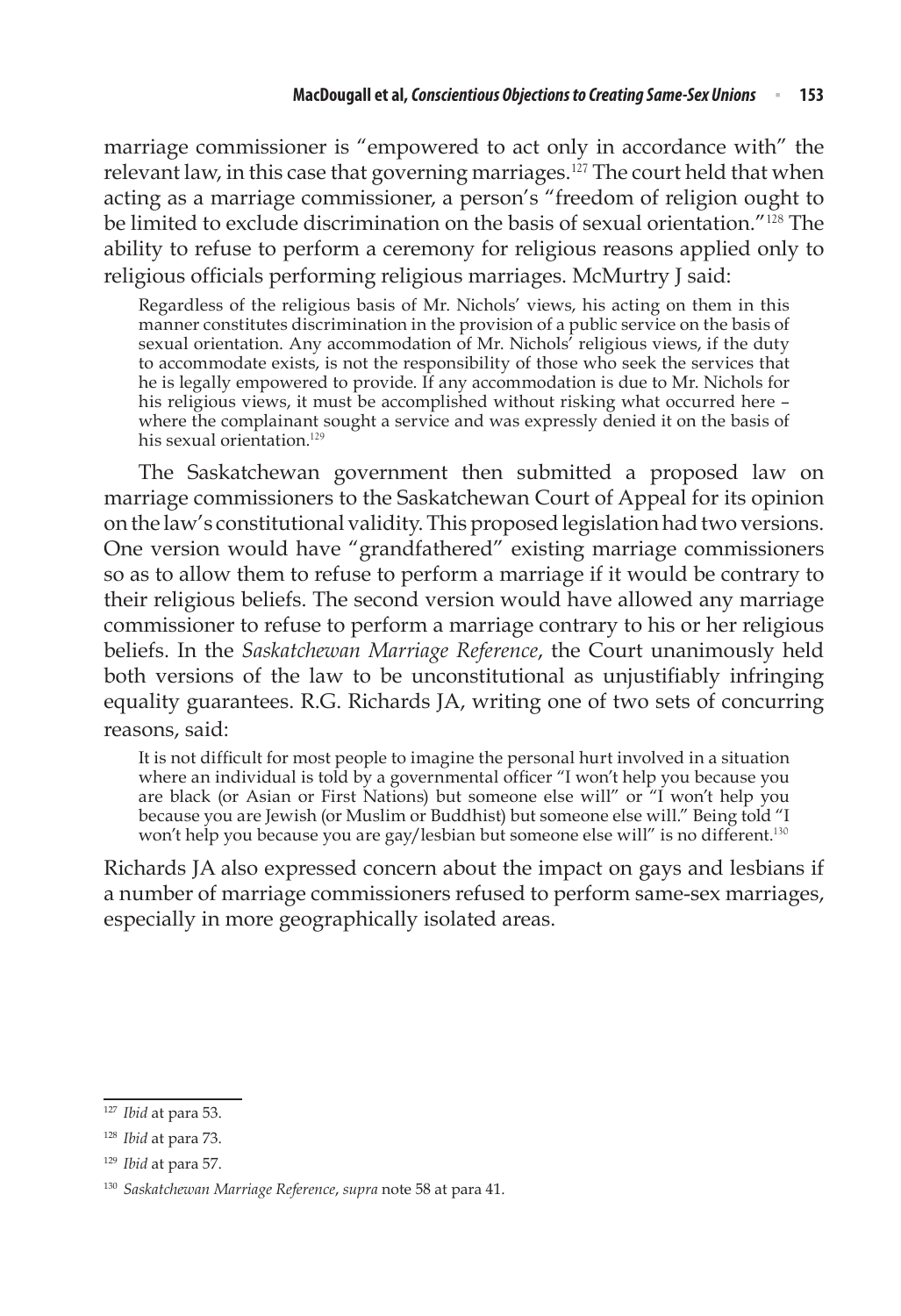marriage commissioner is "empowered to act only in accordance with" the relevant law, in this case that governing marriages.[127] The court held that when acting as a marriage commissioner, a person's "freedom of religion ought to be limited to exclude discrimination on the basis of sexual orientation."[128] The ability to refuse to perform a ceremony for religious reasons applied only to religious officials performing religious marriages. McMurtry J said:

> Regardless of the religious basis of Mr. Nichols' views, his acting on them in this manner constitutes discrimination in the provision of a public service on the basis of sexual orientation. Any accommodation of Mr. Nichols' religious views, if the duty to accommodate exists, is not the responsibility of those who seek the services that he is legally empowered to provide. If any accommodation is due to Mr. Nichols for his religious views, it must be accomplished without risking what occurred here – where the complainant sought a service and was expressly denied it on the basis of his sexual orientation.[129]

The Saskatchewan government then submitted a proposed law on marriage commissioners to the Saskatchewan Court of Appeal for its opinion on the law's constitutional validity. This proposed legislation had two versions. One version would have "grandfathered" existing marriage commissioners so as to allow them to refuse to perform a marriage if it would be contrary to their religious beliefs. The second version would have allowed any marriage commissioner to refuse to perform a marriage contrary to his or her religious beliefs. In the *Saskatchewan Marriage Reference*, the Court unanimously held both versions of the law to be unconstitutional as unjustifiably infringing equality guarantees. R.G. Richards JA, writing one of two sets of concurring reasons, said:

> It is not difficult for most people to imagine the personal hurt involved in a situation where an individual is told by a governmental officer "I won't help you because you are black (or Asian or First Nations) but someone else will" or "I won't help you because you are Jewish (or Muslim or Buddhist) but someone else will." Being told "I won't help you because you are gay/lesbian but someone else will" is no different.[130]

Richards JA also expressed concern about the impact on gays and lesbians if a number of marriage commissioners refused to perform same-sex marriages, especially in more geographically isolated areas.

---

[127] *Ibid* at para 53.

[128] *Ibid* at para 73.

[129] *Ibid* at para 57.

[130] *Saskatchewan Marriage Reference*, *supra* note 58 at para 41.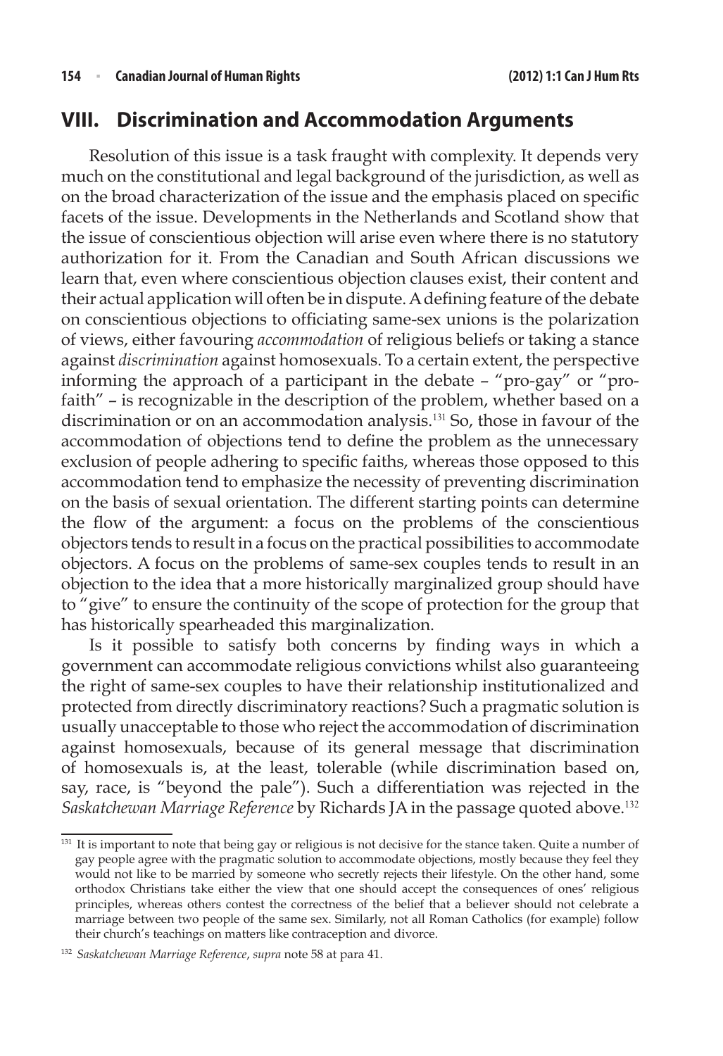## VIII. Discrimination and Accommodation Arguments

Resolution of this issue is a task fraught with complexity. It depends very much on the constitutional and legal background of the jurisdiction, as well as on the broad characterization of the issue and the emphasis placed on specific facets of the issue. Developments in the Netherlands and Scotland show that the issue of conscientious objection will arise even where there is no statutory authorization for it. From the Canadian and South African discussions we learn that, even where conscientious objection clauses exist, their content and their actual application will often be in dispute. A defining feature of the debate on conscientious objections to officiating same-sex unions is the polarization of views, either favouring *accommodation* of religious beliefs or taking a stance against *discrimination* against homosexuals. To a certain extent, the perspective informing the approach of a participant in the debate – "pro-gay" or "pro-faith" – is recognizable in the description of the problem, whether based on a discrimination or on an accommodation analysis.[131] So, those in favour of the accommodation of objections tend to define the problem as the unnecessary exclusion of people adhering to specific faiths, whereas those opposed to this accommodation tend to emphasize the necessity of preventing discrimination on the basis of sexual orientation. The different starting points can determine the flow of the argument: a focus on the problems of the conscientious objectors tends to result in a focus on the practical possibilities to accommodate objectors. A focus on the problems of same-sex couples tends to result in an objection to the idea that a more historically marginalized group should have to "give" to ensure the continuity of the scope of protection for the group that has historically spearheaded this marginalization.

Is it possible to satisfy both concerns by finding ways in which a government can accommodate religious convictions whilst also guaranteeing the right of same-sex couples to have their relationship institutionalized and protected from directly discriminatory reactions? Such a pragmatic solution is usually unacceptable to those who reject the accommodation of discrimination against homosexuals, because of its general message that discrimination of homosexuals is, at the least, tolerable (while discrimination based on, say, race, is "beyond the pale"). Such a differentiation was rejected in the *Saskatchewan Marriage Reference* by Richards JA in the passage quoted above.[132]

---

[131] It is important to note that being gay or religious is not decisive for the stance taken. Quite a number of gay people agree with the pragmatic solution to accommodate objections, mostly because they feel they would not like to be married by someone who secretly rejects their lifestyle. On the other hand, some orthodox Christians take either the view that one should accept the consequences of ones' religious principles, whereas others contest the correctness of the belief that a believer should not celebrate a marriage between two people of the same sex. Similarly, not all Roman Catholics (for example) follow their church's teachings on matters like contraception and divorce.

[132] *Saskatchewan Marriage Reference*, *supra* note 58 at para 41.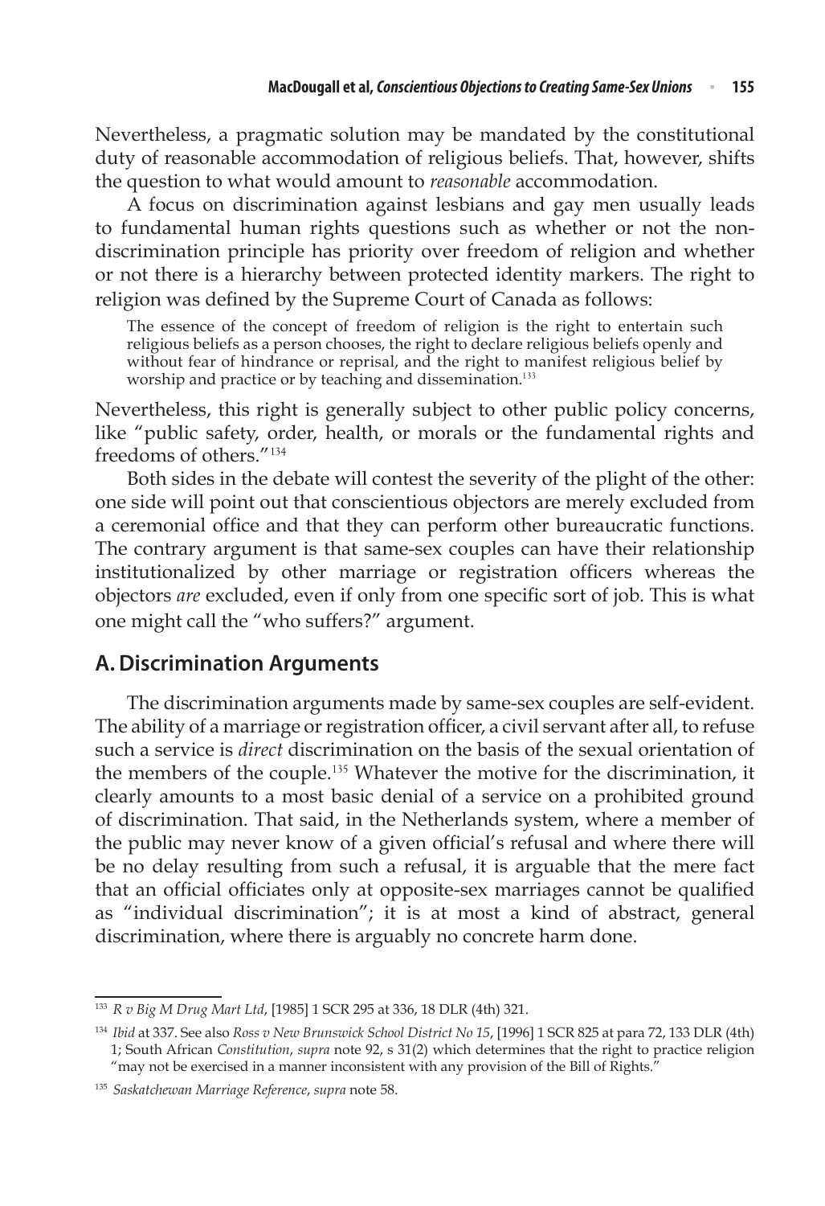Nevertheless, a pragmatic solution may be mandated by the constitutional duty of reasonable accommodation of religious beliefs. That, however, shifts the question to what would amount to *reasonable* accommodation.

A focus on discrimination against lesbians and gay men usually leads to fundamental human rights questions such as whether or not the non-discrimination principle has priority over freedom of religion and whether or not there is a hierarchy between protected identity markers. The right to religion was defined by the Supreme Court of Canada as follows:

> The essence of the concept of freedom of religion is the right to entertain such religious beliefs as a person chooses, the right to declare religious beliefs openly and without fear of hindrance or reprisal, and the right to manifest religious belief by worship and practice or by teaching and dissemination.[133]

Nevertheless, this right is generally subject to other public policy concerns, like "public safety, order, health, or morals or the fundamental rights and freedoms of others."[134]

Both sides in the debate will contest the severity of the plight of the other: one side will point out that conscientious objectors are merely excluded from a ceremonial office and that they can perform other bureaucratic functions. The contrary argument is that same-sex couples can have their relationship institutionalized by other marriage or registration officers whereas the objectors *are* excluded, even if only from one specific sort of job. This is what one might call the "who suffers?" argument.

## A. Discrimination Arguments

The discrimination arguments made by same-sex couples are self-evident. The ability of a marriage or registration officer, a civil servant after all, to refuse such a service is *direct* discrimination on the basis of the sexual orientation of the members of the couple.[135] Whatever the motive for the discrimination, it clearly amounts to a most basic denial of a service on a prohibited ground of discrimination. That said, in the Netherlands system, where a member of the public may never know of a given official's refusal and where there will be no delay resulting from such a refusal, it is arguable that the mere fact that an official officiates only at opposite-sex marriages cannot be qualified as "individual discrimination"; it is at most a kind of abstract, general discrimination, where there is arguably no concrete harm done.

---

[133] *R v Big M Drug Mart Ltd*, [1985] 1 SCR 295 at 336, 18 DLR (4th) 321.

[134] *Ibid* at 337. See also *Ross v New Brunswick School District No 15*, [1996] 1 SCR 825 at para 72, 133 DLR (4th) 1; South African *Constitution*, *supra* note 92, s 31(2) which determines that the right to practice religion "may not be exercised in a manner inconsistent with any provision of the Bill of Rights."

[135] *Saskatchewan Marriage Reference*, *supra* note 58.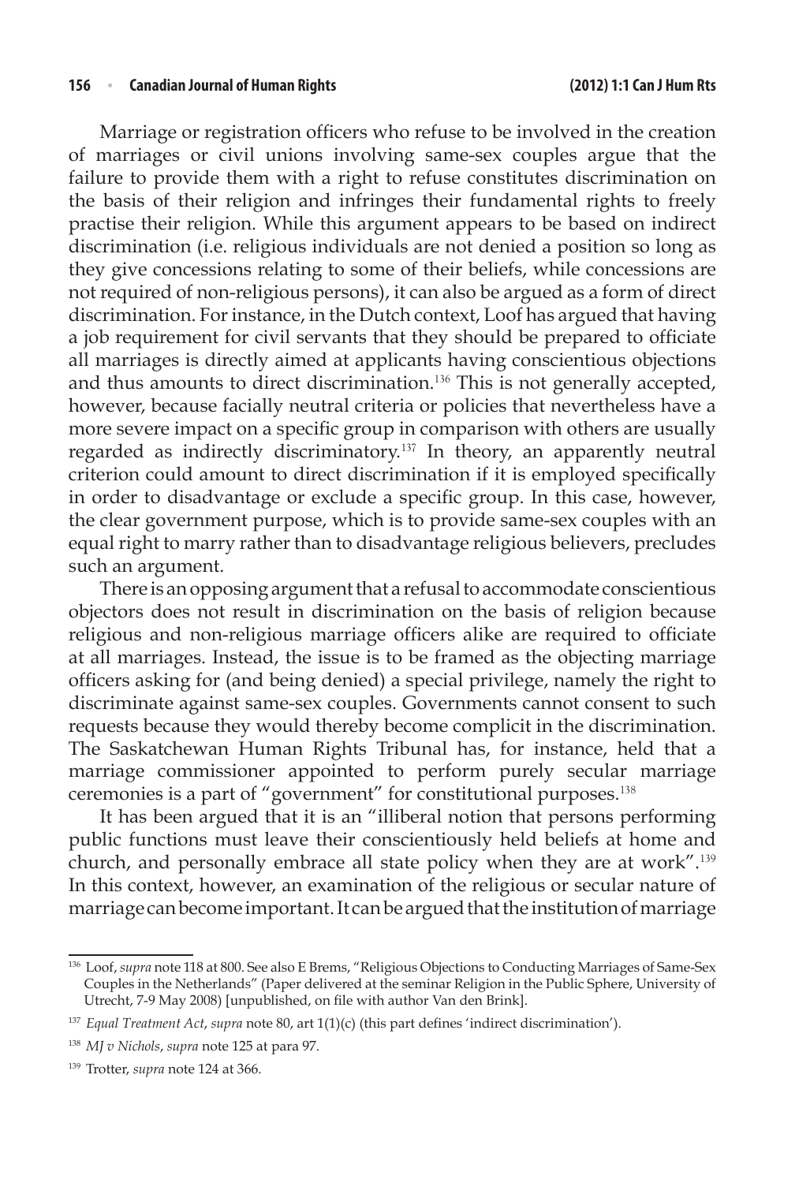Marriage or registration officers who refuse to be involved in the creation of marriages or civil unions involving same-sex couples argue that the failure to provide them with a right to refuse constitutes discrimination on the basis of their religion and infringes their fundamental rights to freely practise their religion. While this argument appears to be based on indirect discrimination (i.e. religious individuals are not denied a position so long as they give concessions relating to some of their beliefs, while concessions are not required of non-religious persons), it can also be argued as a form of direct discrimination. For instance, in the Dutch context, Loof has argued that having a job requirement for civil servants that they should be prepared to officiate all marriages is directly aimed at applicants having conscientious objections and thus amounts to direct discrimination.[136] This is not generally accepted, however, because facially neutral criteria or policies that nevertheless have a more severe impact on a specific group in comparison with others are usually regarded as indirectly discriminatory.[137] In theory, an apparently neutral criterion could amount to direct discrimination if it is employed specifically in order to disadvantage or exclude a specific group. In this case, however, the clear government purpose, which is to provide same-sex couples with an equal right to marry rather than to disadvantage religious believers, precludes such an argument.

There is an opposing argument that a refusal to accommodate conscientious objectors does not result in discrimination on the basis of religion because religious and non-religious marriage officers alike are required to officiate at all marriages. Instead, the issue is to be framed as the objecting marriage officers asking for (and being denied) a special privilege, namely the right to discriminate against same-sex couples. Governments cannot consent to such requests because they would thereby become complicit in the discrimination. The Saskatchewan Human Rights Tribunal has, for instance, held that a marriage commissioner appointed to perform purely secular marriage ceremonies is a part of "government" for constitutional purposes.[138]

It has been argued that it is an "illiberal notion that persons performing public functions must leave their conscientiously held beliefs at home and church, and personally embrace all state policy when they are at work".[139] In this context, however, an examination of the religious or secular nature of marriage can become important. It can be argued that the institution of marriage

---

[136] Loof, *supra* note 118 at 800. See also E Brems, "Religious Objections to Conducting Marriages of Same-Sex Couples in the Netherlands" (Paper delivered at the seminar Religion in the Public Sphere, University of Utrecht, 7-9 May 2008) [unpublished, on file with author Van den Brink].

[137] *Equal Treatment Act*, *supra* note 80, art 1(1)(c) (this part defines 'indirect discrimination').

[138] *MJ v Nichols*, *supra* note 125 at para 97.

[139] Trotter, *supra* note 124 at 366.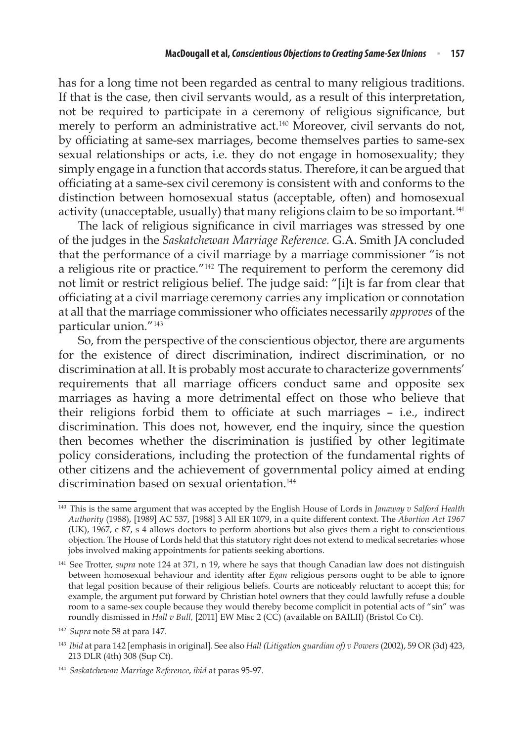has for a long time not been regarded as central to many religious traditions. If that is the case, then civil servants would, as a result of this interpretation, not be required to participate in a ceremony of religious significance, but merely to perform an administrative act.[140] Moreover, civil servants do not, by officiating at same-sex marriages, become themselves parties to same-sex sexual relationships or acts, i.e. they do not engage in homosexuality; they simply engage in a function that accords status. Therefore, it can be argued that officiating at a same-sex civil ceremony is consistent with and conforms to the distinction between homosexual status (acceptable, often) and homosexual activity (unacceptable, usually) that many religions claim to be so important.[141]

The lack of religious significance in civil marriages was stressed by one of the judges in the *Saskatchewan Marriage Reference.* G.A. Smith JA concluded that the performance of a civil marriage by a marriage commissioner "is not a religious rite or practice."[142] The requirement to perform the ceremony did not limit or restrict religious belief. The judge said: "[i]t is far from clear that officiating at a civil marriage ceremony carries any implication or connotation at all that the marriage commissioner who officiates necessarily *approves* of the particular union."[143]

So, from the perspective of the conscientious objector, there are arguments for the existence of direct discrimination, indirect discrimination, or no discrimination at all. It is probably most accurate to characterize governments' requirements that all marriage officers conduct same and opposite sex marriages as having a more detrimental effect on those who believe that their religions forbid them to officiate at such marriages – i.e., indirect discrimination. This does not, however, end the inquiry, since the question then becomes whether the discrimination is justified by other legitimate policy considerations, including the protection of the fundamental rights of other citizens and the achievement of governmental policy aimed at ending discrimination based on sexual orientation.[144]

---

[140] This is the same argument that was accepted by the English House of Lords in *Janaway v Salford Health Authority* (1988), [1989] AC 537, [1988] 3 All ER 1079, in a quite different context. The *Abortion Act 1967* (UK), 1967, c 87, s 4 allows doctors to perform abortions but also gives them a right to conscientious objection. The House of Lords held that this statutory right does not extend to medical secretaries whose jobs involved making appointments for patients seeking abortions.

[141] See Trotter, *supra* note 124 at 371, n 19, where he says that though Canadian law does not distinguish between homosexual behaviour and identity after *Egan* religious persons ought to be able to ignore that legal position because of their religious beliefs. Courts are noticeably reluctant to accept this; for example, the argument put forward by Christian hotel owners that they could lawfully refuse a double room to a same-sex couple because they would thereby become complicit in potential acts of "sin" was roundly dismissed in *Hall v Bull,* [2011] EW Misc 2 (CC) (available on BAILII) (Bristol Co Ct).

[142] *Supra* note 58 at para 147.

[143] *Ibid* at para 142 [emphasis in original]. See also *Hall (Litigation guardian of) v Powers* (2002), 59 OR (3d) 423, 213 DLR (4th) 308 (Sup Ct).

[144] *Saskatchewan Marriage Reference*, *ibid* at paras 95-97.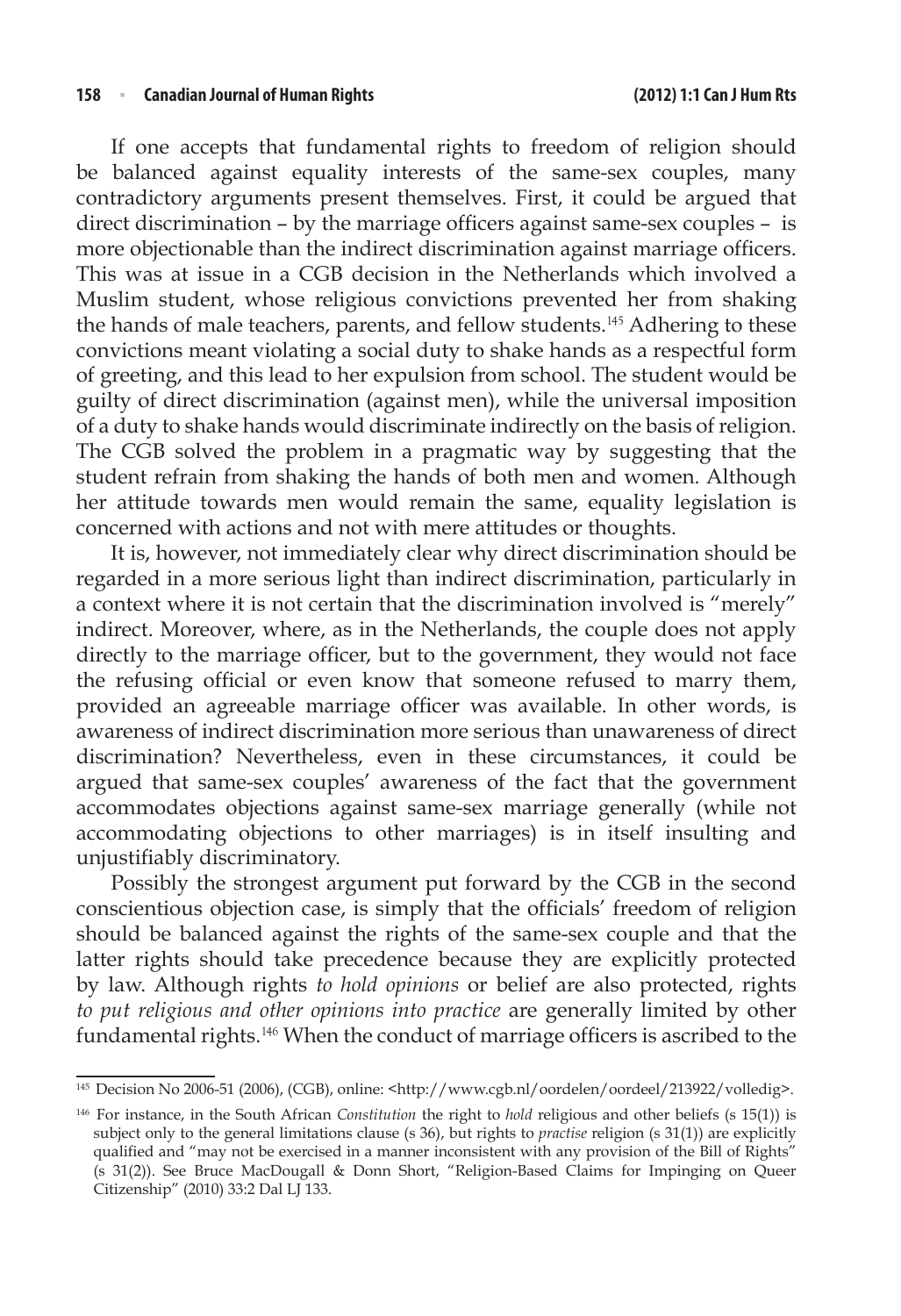If one accepts that fundamental rights to freedom of religion should be balanced against equality interests of the same-sex couples, many contradictory arguments present themselves. First, it could be argued that direct discrimination – by the marriage officers against same-sex couples – is more objectionable than the indirect discrimination against marriage officers. This was at issue in a CGB decision in the Netherlands which involved a Muslim student, whose religious convictions prevented her from shaking the hands of male teachers, parents, and fellow students.[145] Adhering to these convictions meant violating a social duty to shake hands as a respectful form of greeting, and this lead to her expulsion from school. The student would be guilty of direct discrimination (against men), while the universal imposition of a duty to shake hands would discriminate indirectly on the basis of religion. The CGB solved the problem in a pragmatic way by suggesting that the student refrain from shaking the hands of both men and women. Although her attitude towards men would remain the same, equality legislation is concerned with actions and not with mere attitudes or thoughts.

It is, however, not immediately clear why direct discrimination should be regarded in a more serious light than indirect discrimination, particularly in a context where it is not certain that the discrimination involved is "merely" indirect. Moreover, where, as in the Netherlands, the couple does not apply directly to the marriage officer, but to the government, they would not face the refusing official or even know that someone refused to marry them, provided an agreeable marriage officer was available. In other words, is awareness of indirect discrimination more serious than unawareness of direct discrimination? Nevertheless, even in these circumstances, it could be argued that same-sex couples' awareness of the fact that the government accommodates objections against same-sex marriage generally (while not accommodating objections to other marriages) is in itself insulting and unjustifiably discriminatory.

Possibly the strongest argument put forward by the CGB in the second conscientious objection case, is simply that the officials' freedom of religion should be balanced against the rights of the same-sex couple and that the latter rights should take precedence because they are explicitly protected by law. Although rights *to hold opinions* or belief are also protected, rights *to put religious and other opinions into practice* are generally limited by other fundamental rights.[146] When the conduct of marriage officers is ascribed to the

---

[145] Decision No 2006-51 (2006), (CGB), online: <http://www.cgb.nl/oordelen/oordeel/213922/volledig>.

[146] For instance, in the South African *Constitution* the right to *hold* religious and other beliefs (s 15(1)) is subject only to the general limitations clause (s 36), but rights to *practise* religion (s 31(1)) are explicitly qualified and "may not be exercised in a manner inconsistent with any provision of the Bill of Rights" (s 31(2)). See Bruce MacDougall & Donn Short, "Religion-Based Claims for Impinging on Queer Citizenship" (2010) 33:2 Dal LJ 133.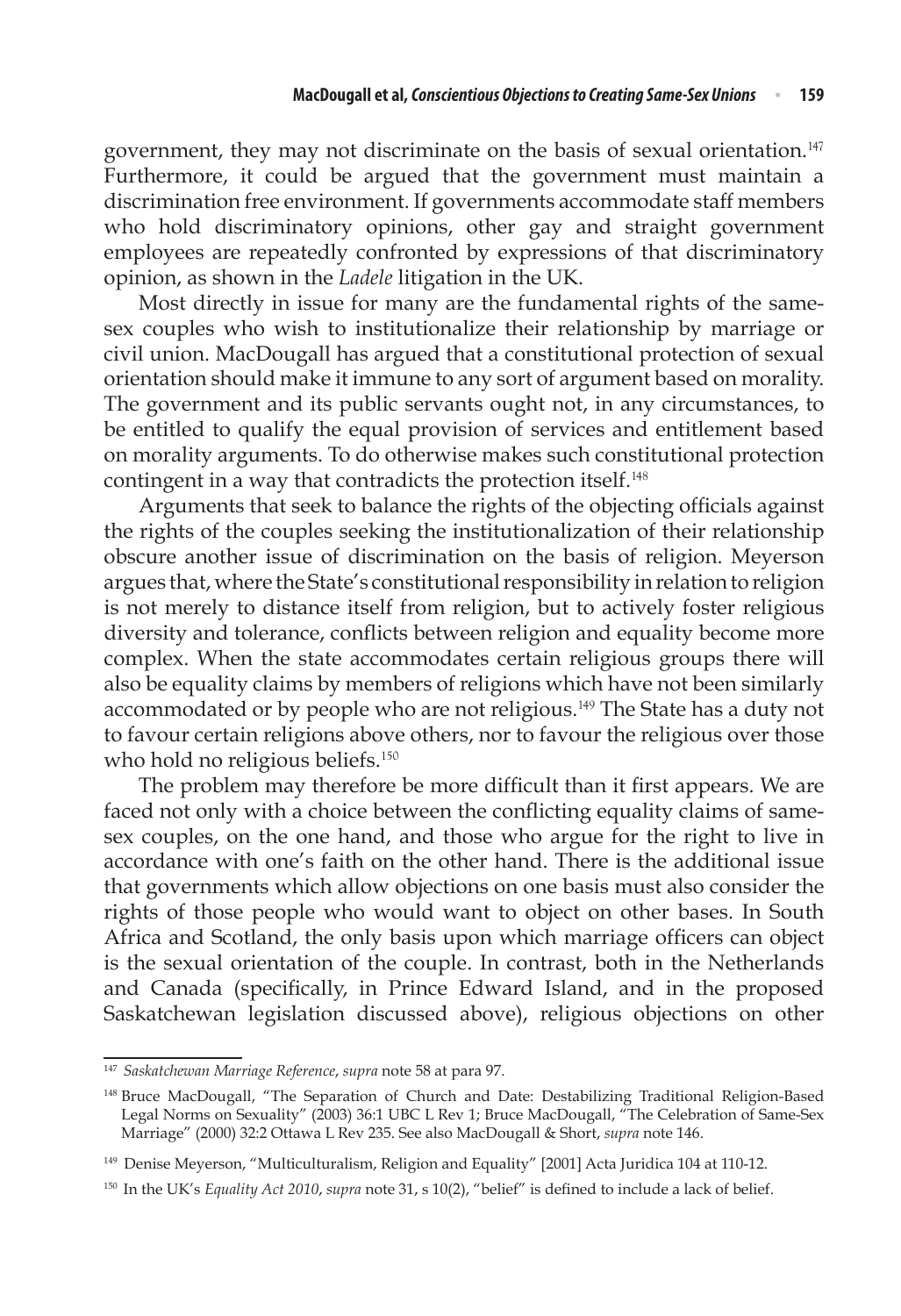government, they may not discriminate on the basis of sexual orientation.[147] Furthermore, it could be argued that the government must maintain a discrimination free environment. If governments accommodate staff members who hold discriminatory opinions, other gay and straight government employees are repeatedly confronted by expressions of that discriminatory opinion, as shown in the *Ladele* litigation in the UK.

Most directly in issue for many are the fundamental rights of the same-sex couples who wish to institutionalize their relationship by marriage or civil union. MacDougall has argued that a constitutional protection of sexual orientation should make it immune to any sort of argument based on morality. The government and its public servants ought not, in any circumstances, to be entitled to qualify the equal provision of services and entitlement based on morality arguments. To do otherwise makes such constitutional protection contingent in a way that contradicts the protection itself.[148]

Arguments that seek to balance the rights of the objecting officials against the rights of the couples seeking the institutionalization of their relationship obscure another issue of discrimination on the basis of religion. Meyerson argues that, where the State's constitutional responsibility in relation to religion is not merely to distance itself from religion, but to actively foster religious diversity and tolerance, conflicts between religion and equality become more complex. When the state accommodates certain religious groups there will also be equality claims by members of religions which have not been similarly accommodated or by people who are not religious.[149] The State has a duty not to favour certain religions above others, nor to favour the religious over those who hold no religious beliefs.[150]

The problem may therefore be more difficult than it first appears. We are faced not only with a choice between the conflicting equality claims of same-sex couples, on the one hand, and those who argue for the right to live in accordance with one's faith on the other hand. There is the additional issue that governments which allow objections on one basis must also consider the rights of those people who would want to object on other bases. In South Africa and Scotland, the only basis upon which marriage officers can object is the sexual orientation of the couple. In contrast, both in the Netherlands and Canada (specifically, in Prince Edward Island, and in the proposed Saskatchewan legislation discussed above), religious objections on other

---

[147] *Saskatchewan Marriage Reference*, *supra* note 58 at para 97.

[148] Bruce MacDougall, "The Separation of Church and Date: Destabilizing Traditional Religion-Based Legal Norms on Sexuality" (2003) 36:1 UBC L Rev 1; Bruce MacDougall, "The Celebration of Same-Sex Marriage" (2000) 32:2 Ottawa L Rev 235. See also MacDougall & Short, *supra* note 146.

[149] Denise Meyerson, "Multiculturalism, Religion and Equality" [2001] Acta Juridica 104 at 110-12.

[150] In the UK's *Equality Act 2010*, *supra* note 31, s 10(2), "belief" is defined to include a lack of belief.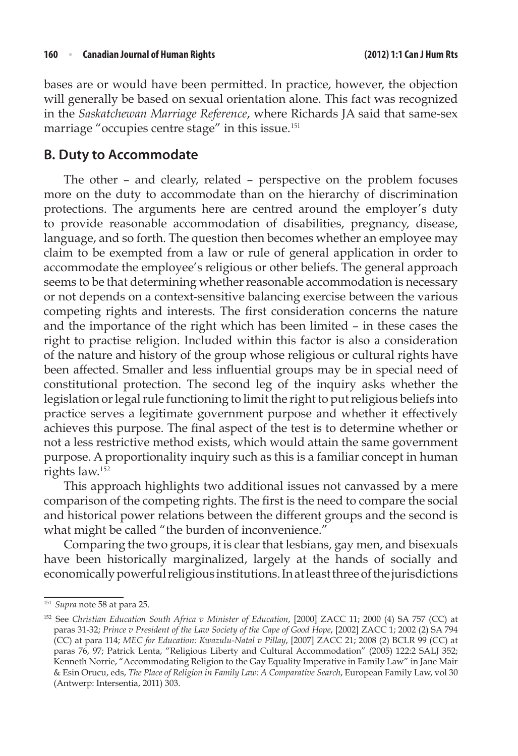bases are or would have been permitted. In practice, however, the objection will generally be based on sexual orientation alone. This fact was recognized in the *Saskatchewan Marriage Reference*, where Richards JA said that same-sex marriage "occupies centre stage" in this issue.[151]

## B. Duty to Accommodate

The other – and clearly, related – perspective on the problem focuses more on the duty to accommodate than on the hierarchy of discrimination protections. The arguments here are centred around the employer's duty to provide reasonable accommodation of disabilities, pregnancy, disease, language, and so forth. The question then becomes whether an employee may claim to be exempted from a law or rule of general application in order to accommodate the employee's religious or other beliefs. The general approach seems to be that determining whether reasonable accommodation is necessary or not depends on a context-sensitive balancing exercise between the various competing rights and interests. The first consideration concerns the nature and the importance of the right which has been limited – in these cases the right to practise religion. Included within this factor is also a consideration of the nature and history of the group whose religious or cultural rights have been affected. Smaller and less influential groups may be in special need of constitutional protection. The second leg of the inquiry asks whether the legislation or legal rule functioning to limit the right to put religious beliefs into practice serves a legitimate government purpose and whether it effectively achieves this purpose. The final aspect of the test is to determine whether or not a less restrictive method exists, which would attain the same government purpose. A proportionality inquiry such as this is a familiar concept in human rights law.[152]

This approach highlights two additional issues not canvassed by a mere comparison of the competing rights. The first is the need to compare the social and historical power relations between the different groups and the second is what might be called "the burden of inconvenience."

Comparing the two groups, it is clear that lesbians, gay men, and bisexuals have been historically marginalized, largely at the hands of socially and economically powerful religious institutions. In at least three of the jurisdictions

---

[151] *Supra* note 58 at para 25.

[152] See *Christian Education South Africa v Minister of Education*, [2000] ZACC 11; 2000 (4) SA 757 (CC) at paras 31-32; *Prince v President of the Law Society of the Cape of Good Hope*, [2002] ZACC 1; 2002 (2) SA 794 (CC) at para 114; *MEC for Education: Kwazulu-Natal v Pillay*, [2007] ZACC 21; 2008 (2) BCLR 99 (CC) at paras 76, 97; Patrick Lenta, "Religious Liberty and Cultural Accommodation" (2005) 122:2 SALJ 352; Kenneth Norrie, "Accommodating Religion to the Gay Equality Imperative in Family Law" in Jane Mair & Esin Orucu, eds, *The Place of Religion in Family Law: A Comparative Search*, European Family Law, vol 30 (Antwerp: Intersentia, 2011) 303.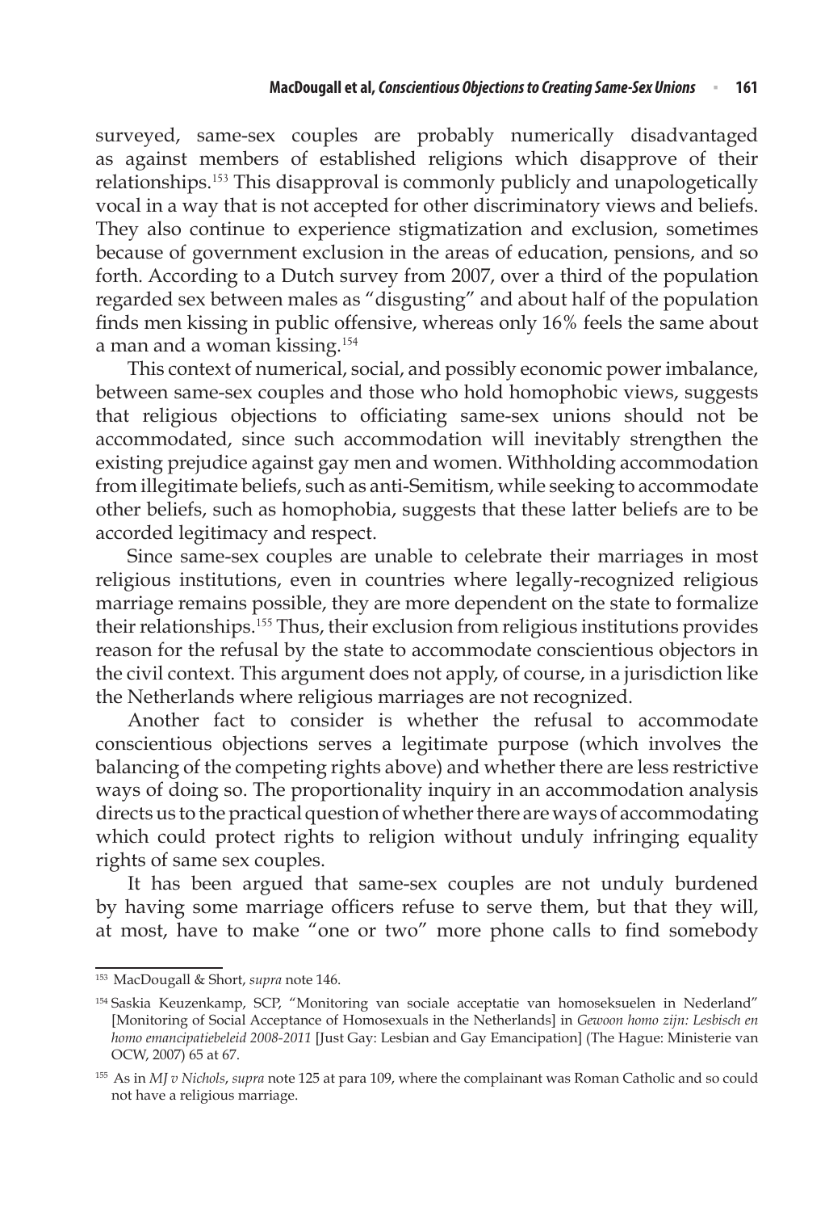surveyed, same-sex couples are probably numerically disadvantaged as against members of established religions which disapprove of their relationships.[153] This disapproval is commonly publicly and unapologetically vocal in a way that is not accepted for other discriminatory views and beliefs. They also continue to experience stigmatization and exclusion, sometimes because of government exclusion in the areas of education, pensions, and so forth. According to a Dutch survey from 2007, over a third of the population regarded sex between males as "disgusting" and about half of the population finds men kissing in public offensive, whereas only 16% feels the same about a man and a woman kissing.[154]

This context of numerical, social, and possibly economic power imbalance, between same-sex couples and those who hold homophobic views, suggests that religious objections to officiating same-sex unions should not be accommodated, since such accommodation will inevitably strengthen the existing prejudice against gay men and women. Withholding accommodation from illegitimate beliefs, such as anti-Semitism, while seeking to accommodate other beliefs, such as homophobia, suggests that these latter beliefs are to be accorded legitimacy and respect.

Since same-sex couples are unable to celebrate their marriages in most religious institutions, even in countries where legally-recognized religious marriage remains possible, they are more dependent on the state to formalize their relationships.[155] Thus, their exclusion from religious institutions provides reason for the refusal by the state to accommodate conscientious objectors in the civil context. This argument does not apply, of course, in a jurisdiction like the Netherlands where religious marriages are not recognized.

Another fact to consider is whether the refusal to accommodate conscientious objections serves a legitimate purpose (which involves the balancing of the competing rights above) and whether there are less restrictive ways of doing so. The proportionality inquiry in an accommodation analysis directs us to the practical question of whether there are ways of accommodating which could protect rights to religion without unduly infringing equality rights of same sex couples.

It has been argued that same-sex couples are not unduly burdened by having some marriage officers refuse to serve them, but that they will, at most, have to make "one or two" more phone calls to find somebody

---

[153] MacDougall & Short, *supra* note 146.

[154] Saskia Keuzenkamp, SCP, "Monitoring van sociale acceptatie van homoseksuelen in Nederland" [Monitoring of Social Acceptance of Homosexuals in the Netherlands] in *Gewoon homo zijn: Lesbisch en homo emancipatiebeleid 2008-2011* [Just Gay: Lesbian and Gay Emancipation] (The Hague: Ministerie van OCW, 2007) 65 at 67.

[155] As in *MJ v Nichols*, *supra* note 125 at para 109, where the complainant was Roman Catholic and so could not have a religious marriage.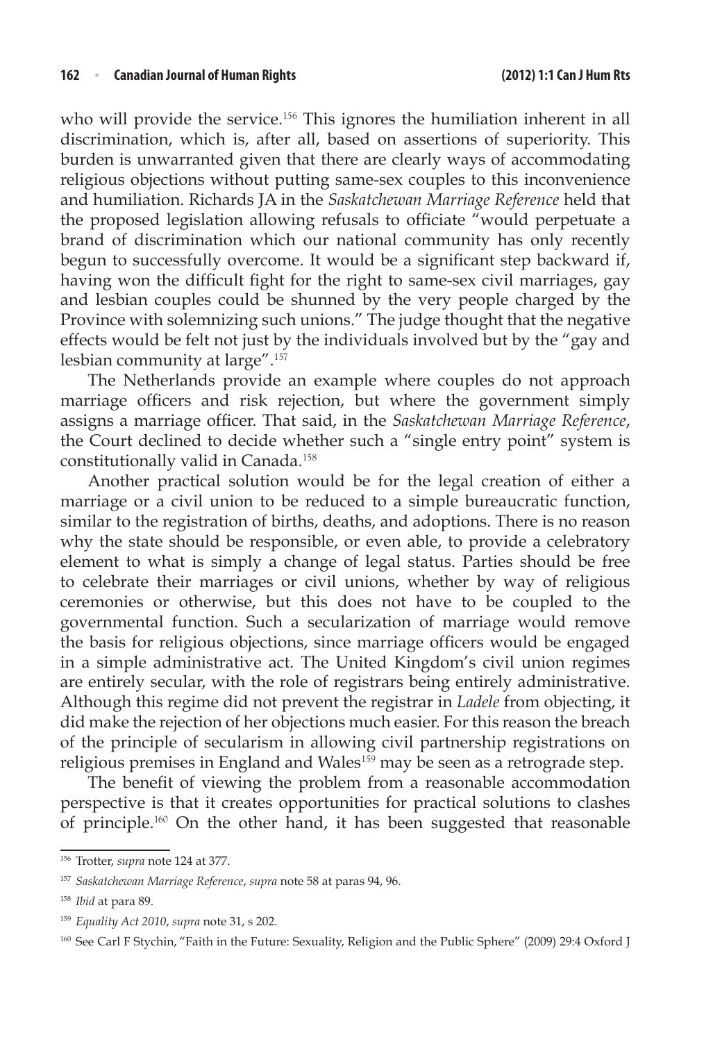who will provide the service.[156] This ignores the humiliation inherent in all discrimination, which is, after all, based on assertions of superiority. This burden is unwarranted given that there are clearly ways of accommodating religious objections without putting same-sex couples to this inconvenience and humiliation. Richards JA in the *Saskatchewan Marriage Reference* held that the proposed legislation allowing refusals to officiate "would perpetuate a brand of discrimination which our national community has only recently begun to successfully overcome. It would be a significant step backward if, having won the difficult fight for the right to same-sex civil marriages, gay and lesbian couples could be shunned by the very people charged by the Province with solemnizing such unions." The judge thought that the negative effects would be felt not just by the individuals involved but by the "gay and lesbian community at large".[157]

The Netherlands provide an example where couples do not approach marriage officers and risk rejection, but where the government simply assigns a marriage officer. That said, in the *Saskatchewan Marriage Reference*, the Court declined to decide whether such a "single entry point" system is constitutionally valid in Canada.[158]

Another practical solution would be for the legal creation of either a marriage or a civil union to be reduced to a simple bureaucratic function, similar to the registration of births, deaths, and adoptions. There is no reason why the state should be responsible, or even able, to provide a celebratory element to what is simply a change of legal status. Parties should be free to celebrate their marriages or civil unions, whether by way of religious ceremonies or otherwise, but this does not have to be coupled to the governmental function. Such a secularization of marriage would remove the basis for religious objections, since marriage officers would be engaged in a simple administrative act. The United Kingdom's civil union regimes are entirely secular, with the role of registrars being entirely administrative. Although this regime did not prevent the registrar in *Ladele* from objecting, it did make the rejection of her objections much easier. For this reason the breach of the principle of secularism in allowing civil partnership registrations on religious premises in England and Wales[159] may be seen as a retrograde step.

The benefit of viewing the problem from a reasonable accommodation perspective is that it creates opportunities for practical solutions to clashes of principle.[160] On the other hand, it has been suggested that reasonable

---

[156] Trotter, *supra* note 124 at 377.

[157] *Saskatchewan Marriage Reference*, *supra* note 58 at paras 94, 96.

[158] *Ibid* at para 89.

[159] *Equality Act 2010*, *supra* note 31, s 202.

[160] See Carl F Stychin, "Faith in the Future: Sexuality, Religion and the Public Sphere" (2009) 29:4 Oxford J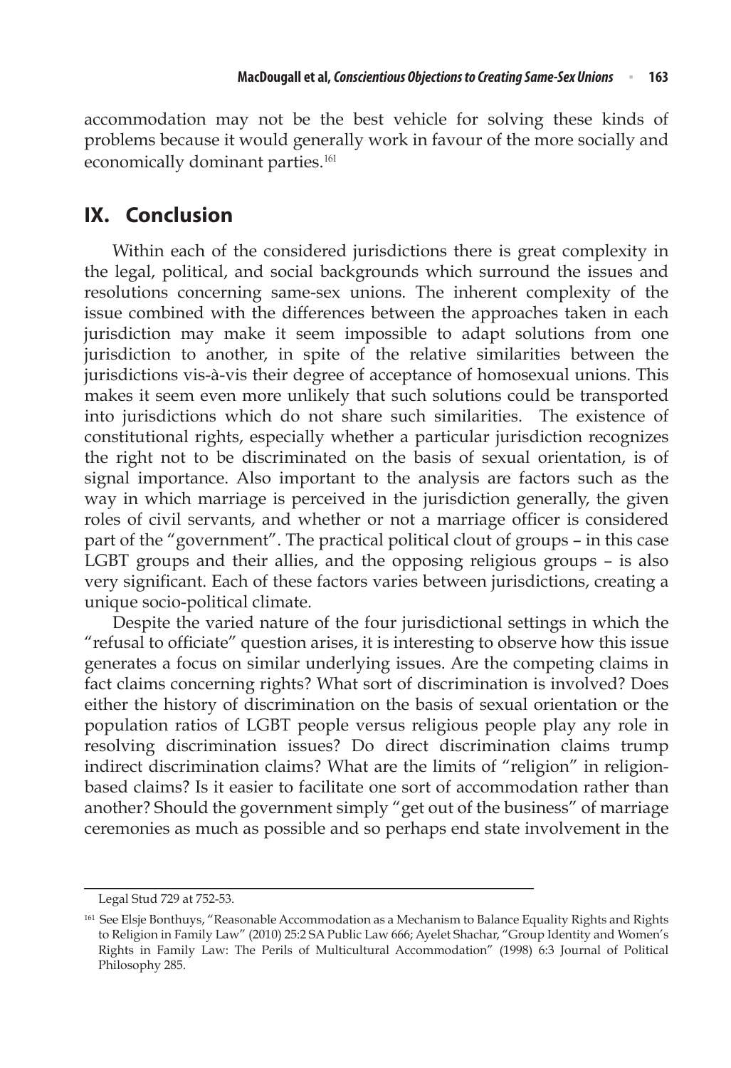accommodation may not be the best vehicle for solving these kinds of problems because it would generally work in favour of the more socially and economically dominant parties.[161]

## IX. Conclusion

Within each of the considered jurisdictions there is great complexity in the legal, political, and social backgrounds which surround the issues and resolutions concerning same-sex unions. The inherent complexity of the issue combined with the differences between the approaches taken in each jurisdiction may make it seem impossible to adapt solutions from one jurisdiction to another, in spite of the relative similarities between the jurisdictions vis-à-vis their degree of acceptance of homosexual unions. This makes it seem even more unlikely that such solutions could be transported into jurisdictions which do not share such similarities. The existence of constitutional rights, especially whether a particular jurisdiction recognizes the right not to be discriminated on the basis of sexual orientation, is of signal importance. Also important to the analysis are factors such as the way in which marriage is perceived in the jurisdiction generally, the given roles of civil servants, and whether or not a marriage officer is considered part of the "government". The practical political clout of groups – in this case LGBT groups and their allies, and the opposing religious groups – is also very significant. Each of these factors varies between jurisdictions, creating a unique socio-political climate.

Despite the varied nature of the four jurisdictional settings in which the "refusal to officiate" question arises, it is interesting to observe how this issue generates a focus on similar underlying issues. Are the competing claims in fact claims concerning rights? What sort of discrimination is involved? Does either the history of discrimination on the basis of sexual orientation or the population ratios of LGBT people versus religious people play any role in resolving discrimination issues? Do direct discrimination claims trump indirect discrimination claims? What are the limits of "religion" in religion-based claims? Is it easier to facilitate one sort of accommodation rather than another? Should the government simply "get out of the business" of marriage ceremonies as much as possible and so perhaps end state involvement in the

---

Legal Stud 729 at 752-53.

[161] See Elsje Bonthuys, "Reasonable Accommodation as a Mechanism to Balance Equality Rights and Rights to Religion in Family Law" (2010) 25:2 SA Public Law 666; Ayelet Shachar, "Group Identity and Women's Rights in Family Law: The Perils of Multicultural Accommodation" (1998) 6:3 Journal of Political Philosophy 285.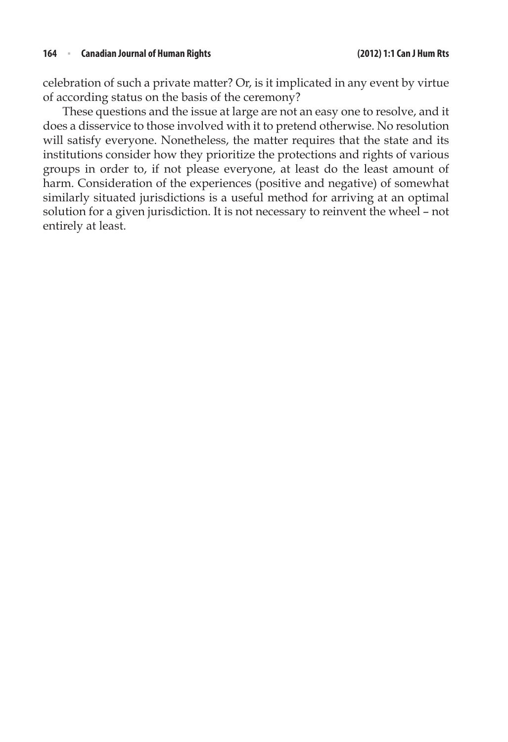celebration of such a private matter? Or, is it implicated in any event by virtue of according status on the basis of the ceremony?

These questions and the issue at large are not an easy one to resolve, and it does a disservice to those involved with it to pretend otherwise. No resolution will satisfy everyone. Nonetheless, the matter requires that the state and its institutions consider how they prioritize the protections and rights of various groups in order to, if not please everyone, at least do the least amount of harm. Consideration of the experiences (positive and negative) of somewhat similarly situated jurisdictions is a useful method for arriving at an optimal solution for a given jurisdiction. It is not necessary to reinvent the wheel – not entirely at least.